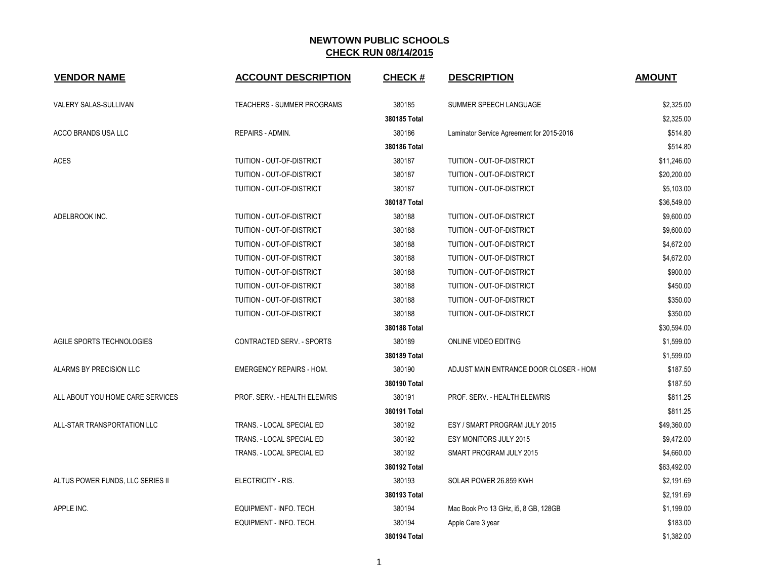# NEWTOWN PUBLIC SCHOOLS
## CHECK RUN 08/14/2015

| VENDOR NAME | ACCOUNT DESCRIPTION | CHECK # | DESCRIPTION | AMOUNT |
|---|---|---|---|---|
| VALERY SALAS-SULLIVAN | TEACHERS - SUMMER PROGRAMS | 380185 | SUMMER SPEECH LANGUAGE | $2,325.00 |
| | | **380185 Total** | | $2,325.00 |
| ACCO BRANDS USA LLC | REPAIRS - ADMIN. | 380186 | Laminator Service Agreement for 2015-2016 | $514.80 |
| | | **380186 Total** | | $514.80 |
| ACES | TUITION - OUT-OF-DISTRICT | 380187 | TUITION - OUT-OF-DISTRICT | $11,246.00 |
| | TUITION - OUT-OF-DISTRICT | 380187 | TUITION - OUT-OF-DISTRICT | $20,200.00 |
| | TUITION - OUT-OF-DISTRICT | 380187 | TUITION - OUT-OF-DISTRICT | $5,103.00 |
| | | **380187 Total** | | $36,549.00 |
| ADELBROOK INC. | TUITION - OUT-OF-DISTRICT | 380188 | TUITION - OUT-OF-DISTRICT | $9,600.00 |
| | TUITION - OUT-OF-DISTRICT | 380188 | TUITION - OUT-OF-DISTRICT | $9,600.00 |
| | TUITION - OUT-OF-DISTRICT | 380188 | TUITION - OUT-OF-DISTRICT | $4,672.00 |
| | TUITION - OUT-OF-DISTRICT | 380188 | TUITION - OUT-OF-DISTRICT | $4,672.00 |
| | TUITION - OUT-OF-DISTRICT | 380188 | TUITION - OUT-OF-DISTRICT | $900.00 |
| | TUITION - OUT-OF-DISTRICT | 380188 | TUITION - OUT-OF-DISTRICT | $450.00 |
| | TUITION - OUT-OF-DISTRICT | 380188 | TUITION - OUT-OF-DISTRICT | $350.00 |
| | TUITION - OUT-OF-DISTRICT | 380188 | TUITION - OUT-OF-DISTRICT | $350.00 |
| | | **380188 Total** | | $30,594.00 |
| AGILE SPORTS TECHNOLOGIES | CONTRACTED SERV. - SPORTS | 380189 | ONLINE VIDEO EDITING | $1,599.00 |
| | | **380189 Total** | | $1,599.00 |
| ALARMS BY PRECISION LLC | EMERGENCY REPAIRS - HOM. | 380190 | ADJUST MAIN ENTRANCE DOOR CLOSER - HOM | $187.50 |
| | | **380190 Total** | | $187.50 |
| ALL ABOUT YOU HOME CARE SERVICES | PROF. SERV. - HEALTH ELEM/RIS | 380191 | PROF. SERV. - HEALTH ELEM/RIS | $811.25 |
| | | **380191 Total** | | $811.25 |
| ALL-STAR TRANSPORTATION LLC | TRANS. - LOCAL SPECIAL ED | 380192 | ESY / SMART PROGRAM JULY 2015 | $49,360.00 |
| | TRANS. - LOCAL SPECIAL ED | 380192 | ESY MONITORS JULY 2015 | $9,472.00 |
| | TRANS. - LOCAL SPECIAL ED | 380192 | SMART PROGRAM JULY 2015 | $4,660.00 |
| | | **380192 Total** | | $63,492.00 |
| ALTUS POWER FUNDS, LLC SERIES II | ELECTRICITY - RIS. | 380193 | SOLAR POWER 26.859 KWH | $2,191.69 |
| | | **380193 Total** | | $2,191.69 |
| APPLE INC. | EQUIPMENT - INFO. TECH. | 380194 | Mac Book Pro 13 GHz, i5, 8 GB, 128GB | $1,199.00 |
| | EQUIPMENT - INFO. TECH. | 380194 | Apple Care 3 year | $183.00 |
| | | **380194 Total** | | $1,382.00 |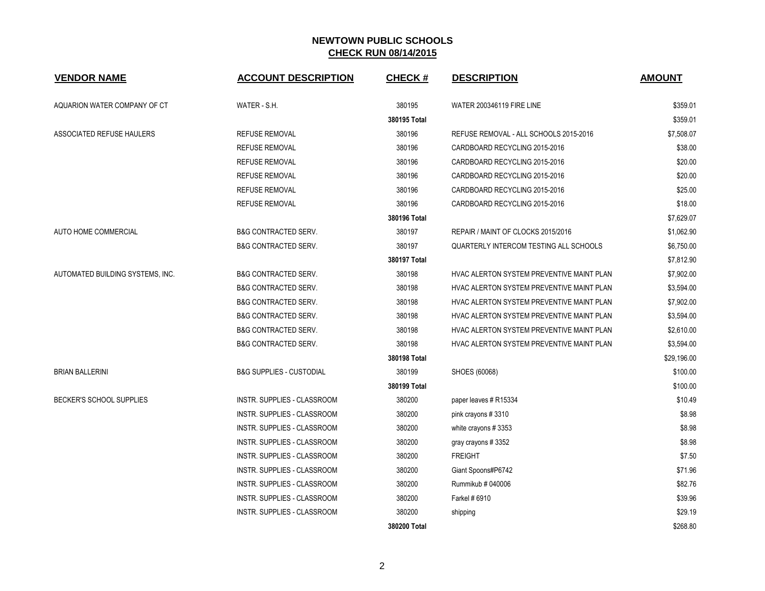# NEWTOWN PUBLIC SCHOOLS

## CHECK RUN 08/14/2015

| VENDOR NAME | ACCOUNT DESCRIPTION | CHECK # | DESCRIPTION | AMOUNT |
|---|---|---|---|---|
| AQUARION WATER COMPANY OF CT | WATER - S.H. | 380195 | WATER 200346119 FIRE LINE | $359.01 |
| | | **380195 Total** | | $359.01 |
| ASSOCIATED REFUSE HAULERS | REFUSE REMOVAL | 380196 | REFUSE REMOVAL - ALL SCHOOLS 2015-2016 | $7,508.07 |
| | REFUSE REMOVAL | 380196 | CARDBOARD RECYCLING 2015-2016 | $38.00 |
| | REFUSE REMOVAL | 380196 | CARDBOARD RECYCLING 2015-2016 | $20.00 |
| | REFUSE REMOVAL | 380196 | CARDBOARD RECYCLING 2015-2016 | $20.00 |
| | REFUSE REMOVAL | 380196 | CARDBOARD RECYCLING 2015-2016 | $25.00 |
| | REFUSE REMOVAL | 380196 | CARDBOARD RECYCLING 2015-2016 | $18.00 |
| | | **380196 Total** | | $7,629.07 |
| AUTO HOME COMMERCIAL | B&G CONTRACTED SERV. | 380197 | REPAIR / MAINT OF CLOCKS 2015/2016 | $1,062.90 |
| | B&G CONTRACTED SERV. | 380197 | QUARTERLY INTERCOM TESTING ALL SCHOOLS | $6,750.00 |
| | | **380197 Total** | | $7,812.90 |
| AUTOMATED BUILDING SYSTEMS, INC. | B&G CONTRACTED SERV. | 380198 | HVAC ALERTON SYSTEM PREVENTIVE MAINT PLAN | $7,902.00 |
| | B&G CONTRACTED SERV. | 380198 | HVAC ALERTON SYSTEM PREVENTIVE MAINT PLAN | $3,594.00 |
| | B&G CONTRACTED SERV. | 380198 | HVAC ALERTON SYSTEM PREVENTIVE MAINT PLAN | $7,902.00 |
| | B&G CONTRACTED SERV. | 380198 | HVAC ALERTON SYSTEM PREVENTIVE MAINT PLAN | $3,594.00 |
| | B&G CONTRACTED SERV. | 380198 | HVAC ALERTON SYSTEM PREVENTIVE MAINT PLAN | $2,610.00 |
| | B&G CONTRACTED SERV. | 380198 | HVAC ALERTON SYSTEM PREVENTIVE MAINT PLAN | $3,594.00 |
| | | **380198 Total** | | $29,196.00 |
| BRIAN BALLERINI | B&G SUPPLIES - CUSTODIAL | 380199 | SHOES (60068) | $100.00 |
| | | **380199 Total** | | $100.00 |
| BECKER'S SCHOOL SUPPLIES | INSTR. SUPPLIES - CLASSROOM | 380200 | paper leaves # R15334 | $10.49 |
| | INSTR. SUPPLIES - CLASSROOM | 380200 | pink crayons # 3310 | $8.98 |
| | INSTR. SUPPLIES - CLASSROOM | 380200 | white crayons # 3353 | $8.98 |
| | INSTR. SUPPLIES - CLASSROOM | 380200 | gray crayons # 3352 | $8.98 |
| | INSTR. SUPPLIES - CLASSROOM | 380200 | FREIGHT | $7.50 |
| | INSTR. SUPPLIES - CLASSROOM | 380200 | Giant Spoons#P6742 | $71.96 |
| | INSTR. SUPPLIES - CLASSROOM | 380200 | Rummikub # 040006 | $82.76 |
| | INSTR. SUPPLIES - CLASSROOM | 380200 | Farkel # 6910 | $39.96 |
| | INSTR. SUPPLIES - CLASSROOM | 380200 | shipping | $29.19 |
| | | **380200 Total** | | $268.80 |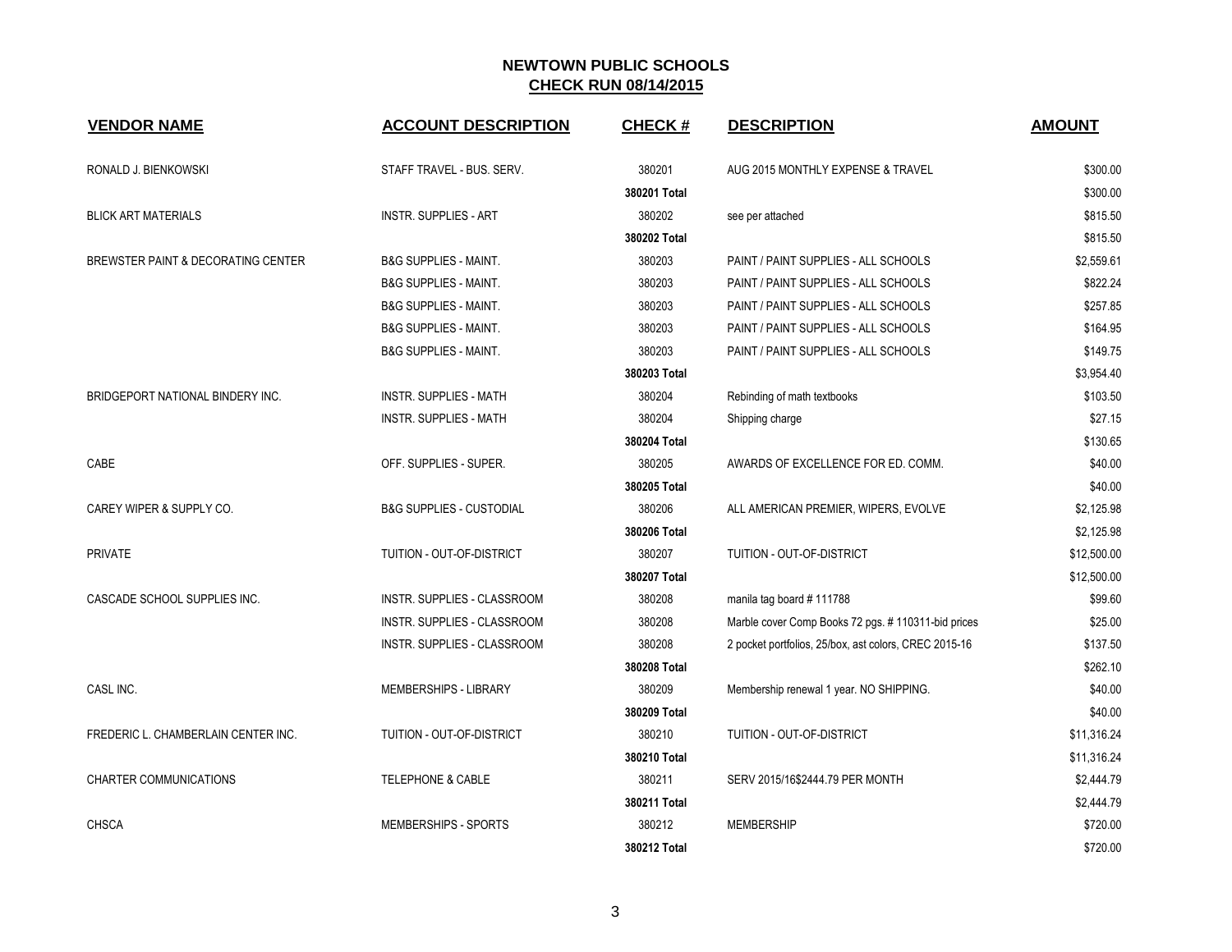# NEWTOWN PUBLIC SCHOOLS
## CHECK RUN 08/14/2015

| VENDOR NAME | ACCOUNT DESCRIPTION | CHECK # | DESCRIPTION | AMOUNT |
|---|---|---|---|---|
| RONALD J. BIENKOWSKI | STAFF TRAVEL - BUS. SERV. | 380201 | AUG 2015 MONTHLY EXPENSE & TRAVEL | $300.00 |
| | | **380201 Total** | | $300.00 |
| BLICK ART MATERIALS | INSTR. SUPPLIES - ART | 380202 | see per attached | $815.50 |
| | | **380202 Total** | | $815.50 |
| BREWSTER PAINT & DECORATING CENTER | B&G SUPPLIES - MAINT. | 380203 | PAINT / PAINT SUPPLIES - ALL SCHOOLS | $2,559.61 |
| | B&G SUPPLIES - MAINT. | 380203 | PAINT / PAINT SUPPLIES - ALL SCHOOLS | $822.24 |
| | B&G SUPPLIES - MAINT. | 380203 | PAINT / PAINT SUPPLIES - ALL SCHOOLS | $257.85 |
| | B&G SUPPLIES - MAINT. | 380203 | PAINT / PAINT SUPPLIES - ALL SCHOOLS | $164.95 |
| | B&G SUPPLIES - MAINT. | 380203 | PAINT / PAINT SUPPLIES - ALL SCHOOLS | $149.75 |
| | | **380203 Total** | | $3,954.40 |
| BRIDGEPORT NATIONAL BINDERY INC. | INSTR. SUPPLIES - MATH | 380204 | Rebinding of math textbooks | $103.50 |
| | INSTR. SUPPLIES - MATH | 380204 | Shipping charge | $27.15 |
| | | **380204 Total** | | $130.65 |
| CABE | OFF. SUPPLIES - SUPER. | 380205 | AWARDS OF EXCELLENCE FOR ED. COMM. | $40.00 |
| | | **380205 Total** | | $40.00 |
| CAREY WIPER & SUPPLY CO. | B&G SUPPLIES - CUSTODIAL | 380206 | ALL AMERICAN PREMIER, WIPERS, EVOLVE | $2,125.98 |
| | | **380206 Total** | | $2,125.98 |
| PRIVATE | TUITION - OUT-OF-DISTRICT | 380207 | TUITION - OUT-OF-DISTRICT | $12,500.00 |
| | | **380207 Total** | | $12,500.00 |
| CASCADE SCHOOL SUPPLIES INC. | INSTR. SUPPLIES - CLASSROOM | 380208 | manila tag board # 111788 | $99.60 |
| | INSTR. SUPPLIES - CLASSROOM | 380208 | Marble cover Comp Books 72 pgs. # 110311-bid prices | $25.00 |
| | INSTR. SUPPLIES - CLASSROOM | 380208 | 2 pocket portfolios, 25/box, ast colors, CREC 2015-16 | $137.50 |
| | | **380208 Total** | | $262.10 |
| CASL INC. | MEMBERSHIPS - LIBRARY | 380209 | Membership renewal 1 year. NO SHIPPING. | $40.00 |
| | | **380209 Total** | | $40.00 |
| FREDERIC L. CHAMBERLAIN CENTER INC. | TUITION - OUT-OF-DISTRICT | 380210 | TUITION - OUT-OF-DISTRICT | $11,316.24 |
| | | **380210 Total** | | $11,316.24 |
| CHARTER COMMUNICATIONS | TELEPHONE & CABLE | 380211 | SERV 2015/16$2444.79 PER MONTH | $2,444.79 |
| | | **380211 Total** | | $2,444.79 |
| CHSCA | MEMBERSHIPS - SPORTS | 380212 | MEMBERSHIP | $720.00 |
| | | **380212 Total** | | $720.00 |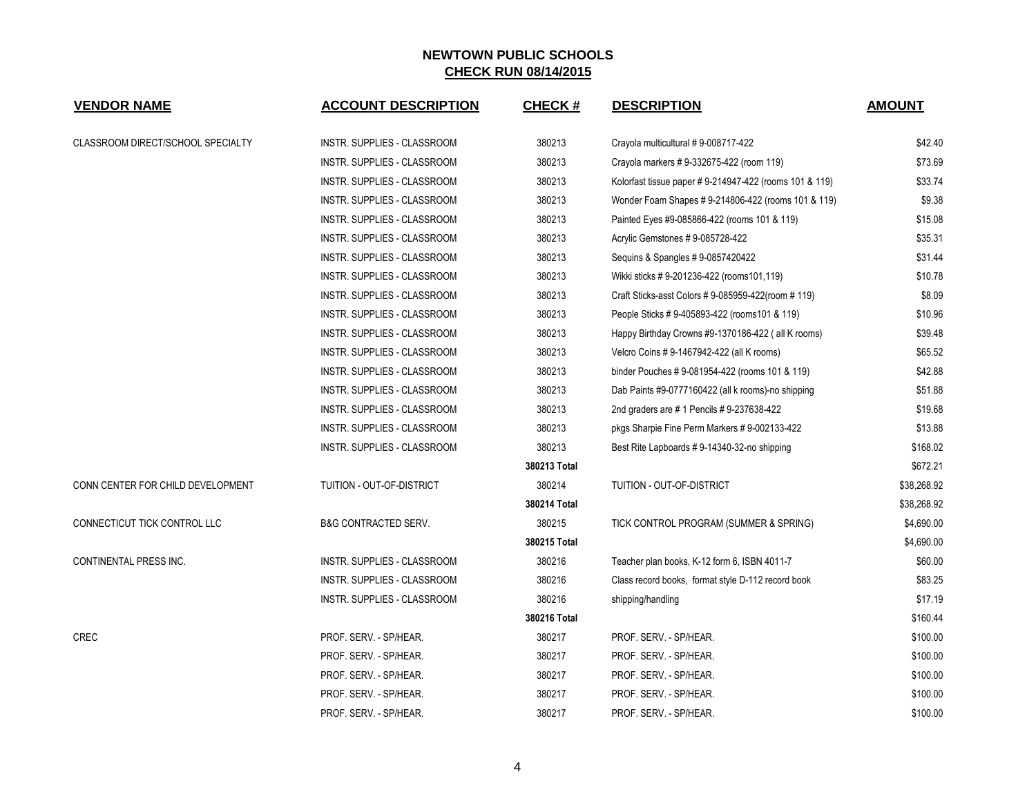# NEWTOWN PUBLIC SCHOOLS

## CHECK RUN 08/14/2015

| VENDOR NAME | ACCOUNT DESCRIPTION | CHECK # | DESCRIPTION | AMOUNT |
|---|---|---|---|---|
| CLASSROOM DIRECT/SCHOOL SPECIALTY | INSTR. SUPPLIES - CLASSROOM | 380213 | Crayola multicultural # 9-008717-422 | $42.40 |
| | INSTR. SUPPLIES - CLASSROOM | 380213 | Crayola markers # 9-332675-422 (room 119) | $73.69 |
| | INSTR. SUPPLIES - CLASSROOM | 380213 | Kolorfast tissue paper # 9-214947-422 (rooms 101 & 119) | $33.74 |
| | INSTR. SUPPLIES - CLASSROOM | 380213 | Wonder Foam Shapes # 9-214806-422 (rooms 101 & 119) | $9.38 |
| | INSTR. SUPPLIES - CLASSROOM | 380213 | Painted Eyes #9-085866-422 (rooms 101 & 119) | $15.08 |
| | INSTR. SUPPLIES - CLASSROOM | 380213 | Acrylic Gemstones # 9-085728-422 | $35.31 |
| | INSTR. SUPPLIES - CLASSROOM | 380213 | Sequins & Spangles # 9-0857420422 | $31.44 |
| | INSTR. SUPPLIES - CLASSROOM | 380213 | Wikki sticks # 9-201236-422 (rooms101,119) | $10.78 |
| | INSTR. SUPPLIES - CLASSROOM | 380213 | Craft Sticks-asst Colors # 9-085959-422(room # 119) | $8.09 |
| | INSTR. SUPPLIES - CLASSROOM | 380213 | People Sticks # 9-405893-422 (rooms101 & 119) | $10.96 |
| | INSTR. SUPPLIES - CLASSROOM | 380213 | Happy Birthday Crowns #9-1370186-422 ( all K rooms) | $39.48 |
| | INSTR. SUPPLIES - CLASSROOM | 380213 | Velcro Coins # 9-1467942-422 (all K rooms) | $65.52 |
| | INSTR. SUPPLIES - CLASSROOM | 380213 | binder Pouches # 9-081954-422 (rooms 101 & 119) | $42.88 |
| | INSTR. SUPPLIES - CLASSROOM | 380213 | Dab Paints #9-0777160422 (all k rooms)-no shipping | $51.88 |
| | INSTR. SUPPLIES - CLASSROOM | 380213 | 2nd graders are # 1 Pencils # 9-237638-422 | $19.68 |
| | INSTR. SUPPLIES - CLASSROOM | 380213 | pkgs Sharpie Fine Perm Markers # 9-002133-422 | $13.88 |
| | INSTR. SUPPLIES - CLASSROOM | 380213 | Best Rite Lapboards # 9-14340-32-no shipping | $168.02 |
| | | **380213 Total** | | $672.21 |
| CONN CENTER FOR CHILD DEVELOPMENT | TUITION - OUT-OF-DISTRICT | 380214 | TUITION - OUT-OF-DISTRICT | $38,268.92 |
| | | **380214 Total** | | $38,268.92 |
| CONNECTICUT TICK CONTROL LLC | B&G CONTRACTED SERV. | 380215 | TICK CONTROL PROGRAM (SUMMER & SPRING) | $4,690.00 |
| | | **380215 Total** | | $4,690.00 |
| CONTINENTAL PRESS INC. | INSTR. SUPPLIES - CLASSROOM | 380216 | Teacher plan books, K-12 form 6, ISBN 4011-7 | $60.00 |
| | INSTR. SUPPLIES - CLASSROOM | 380216 | Class record books, format style D-112 record book | $83.25 |
| | INSTR. SUPPLIES - CLASSROOM | 380216 | shipping/handling | $17.19 |
| | | **380216 Total** | | $160.44 |
| CREC | PROF. SERV. - SP/HEAR. | 380217 | PROF. SERV. - SP/HEAR. | $100.00 |
| | PROF. SERV. - SP/HEAR. | 380217 | PROF. SERV. - SP/HEAR. | $100.00 |
| | PROF. SERV. - SP/HEAR. | 380217 | PROF. SERV. - SP/HEAR. | $100.00 |
| | PROF. SERV. - SP/HEAR. | 380217 | PROF. SERV. - SP/HEAR. | $100.00 |
| | PROF. SERV. - SP/HEAR. | 380217 | PROF. SERV. - SP/HEAR. | $100.00 |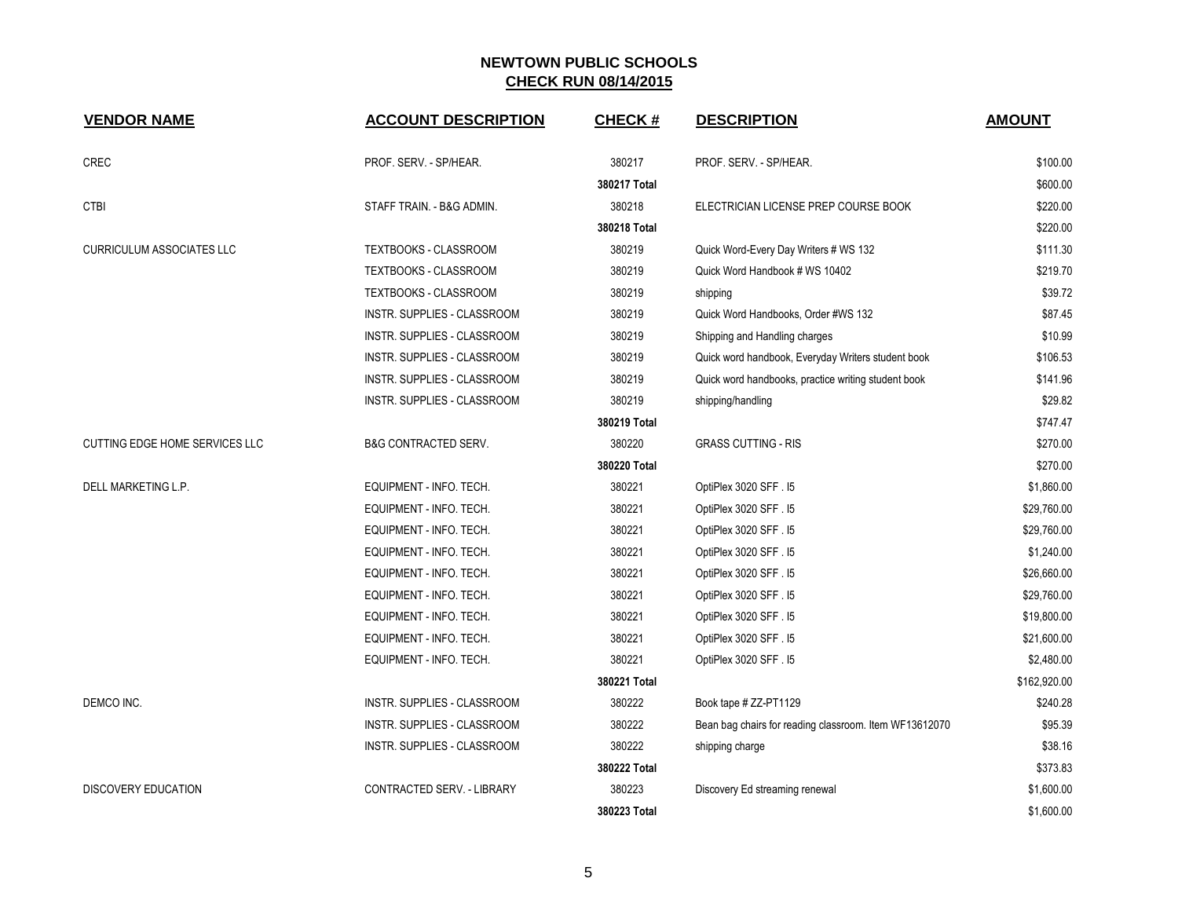# NEWTOWN PUBLIC SCHOOLS

## CHECK RUN 08/14/2015

| VENDOR NAME | ACCOUNT DESCRIPTION | CHECK # | DESCRIPTION | AMOUNT |
|---|---|---|---|---|
| CREC | PROF. SERV. - SP/HEAR. | 380217 | PROF. SERV. - SP/HEAR. | $100.00 |
| | | **380217 Total** | | $600.00 |
| CTBI | STAFF TRAIN. - B&G ADMIN. | 380218 | ELECTRICIAN LICENSE PREP COURSE BOOK | $220.00 |
| | | **380218 Total** | | $220.00 |
| CURRICULUM ASSOCIATES LLC | TEXTBOOKS - CLASSROOM | 380219 | Quick Word-Every Day Writers # WS 132 | $111.30 |
| | TEXTBOOKS - CLASSROOM | 380219 | Quick Word Handbook # WS 10402 | $219.70 |
| | TEXTBOOKS - CLASSROOM | 380219 | shipping | $39.72 |
| | INSTR. SUPPLIES - CLASSROOM | 380219 | Quick Word Handbooks, Order #WS 132 | $87.45 |
| | INSTR. SUPPLIES - CLASSROOM | 380219 | Shipping and Handling charges | $10.99 |
| | INSTR. SUPPLIES - CLASSROOM | 380219 | Quick word handbook, Everyday Writers student book | $106.53 |
| | INSTR. SUPPLIES - CLASSROOM | 380219 | Quick word handbooks, practice writing student book | $141.96 |
| | INSTR. SUPPLIES - CLASSROOM | 380219 | shipping/handling | $29.82 |
| | | **380219 Total** | | $747.47 |
| CUTTING EDGE HOME SERVICES LLC | B&G CONTRACTED SERV. | 380220 | GRASS CUTTING - RIS | $270.00 |
| | | **380220 Total** | | $270.00 |
| DELL MARKETING L.P. | EQUIPMENT - INFO. TECH. | 380221 | OptiPlex 3020 SFF . I5 | $1,860.00 |
| | EQUIPMENT - INFO. TECH. | 380221 | OptiPlex 3020 SFF . I5 | $29,760.00 |
| | EQUIPMENT - INFO. TECH. | 380221 | OptiPlex 3020 SFF . I5 | $29,760.00 |
| | EQUIPMENT - INFO. TECH. | 380221 | OptiPlex 3020 SFF . I5 | $1,240.00 |
| | EQUIPMENT - INFO. TECH. | 380221 | OptiPlex 3020 SFF . I5 | $26,660.00 |
| | EQUIPMENT - INFO. TECH. | 380221 | OptiPlex 3020 SFF . I5 | $29,760.00 |
| | EQUIPMENT - INFO. TECH. | 380221 | OptiPlex 3020 SFF . I5 | $19,800.00 |
| | EQUIPMENT - INFO. TECH. | 380221 | OptiPlex 3020 SFF . I5 | $21,600.00 |
| | EQUIPMENT - INFO. TECH. | 380221 | OptiPlex 3020 SFF . I5 | $2,480.00 |
| | | **380221 Total** | | $162,920.00 |
| DEMCO INC. | INSTR. SUPPLIES - CLASSROOM | 380222 | Book tape # ZZ-PT1129 | $240.28 |
| | INSTR. SUPPLIES - CLASSROOM | 380222 | Bean bag chairs for reading classroom. Item WF13612070 | $95.39 |
| | INSTR. SUPPLIES - CLASSROOM | 380222 | shipping charge | $38.16 |
| | | **380222 Total** | | $373.83 |
| DISCOVERY EDUCATION | CONTRACTED SERV. - LIBRARY | 380223 | Discovery Ed streaming renewal | $1,600.00 |
| | | **380223 Total** | | $1,600.00 |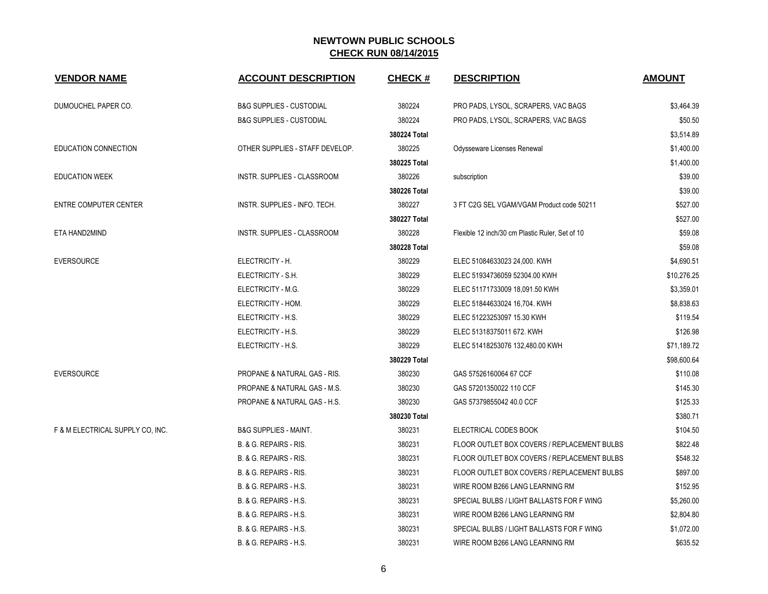# NEWTOWN PUBLIC SCHOOLS

## CHECK RUN 08/14/2015

| VENDOR NAME | ACCOUNT DESCRIPTION | CHECK # | DESCRIPTION | AMOUNT |
|---|---|---|---|---|
| DUMOUCHEL PAPER CO. | B&G SUPPLIES - CUSTODIAL | 380224 | PRO PADS, LYSOL, SCRAPERS, VAC BAGS | $3,464.39 |
| | B&G SUPPLIES - CUSTODIAL | 380224 | PRO PADS, LYSOL, SCRAPERS, VAC BAGS | $50.50 |
| | | **380224 Total** | | $3,514.89 |
| EDUCATION CONNECTION | OTHER SUPPLIES - STAFF DEVELOP. | 380225 | Odysseware Licenses Renewal | $1,400.00 |
| | | **380225 Total** | | $1,400.00 |
| EDUCATION WEEK | INSTR. SUPPLIES - CLASSROOM | 380226 | subscription | $39.00 |
| | | **380226 Total** | | $39.00 |
| ENTRE COMPUTER CENTER | INSTR. SUPPLIES - INFO. TECH. | 380227 | 3 FT C2G SEL VGAM/VGAM Product code 50211 | $527.00 |
| | | **380227 Total** | | $527.00 |
| ETA HAND2MIND | INSTR. SUPPLIES - CLASSROOM | 380228 | Flexible 12 inch/30 cm Plastic Ruler, Set of 10 | $59.08 |
| | | **380228 Total** | | $59.08 |
| EVERSOURCE | ELECTRICITY - H. | 380229 | ELEC 51084633023 24,000. KWH | $4,690.51 |
| | ELECTRICITY - S.H. | 380229 | ELEC 51934736059 52304.00 KWH | $10,276.25 |
| | ELECTRICITY - M.G. | 380229 | ELEC 51171733009 18,091.50 KWH | $3,359.01 |
| | ELECTRICITY - HOM. | 380229 | ELEC 51844633024 16,704. KWH | $8,838.63 |
| | ELECTRICITY - H.S. | 380229 | ELEC 51223253097 15.30 KWH | $119.54 |
| | ELECTRICITY - H.S. | 380229 | ELEC 51318375011 672. KWH | $126.98 |
| | ELECTRICITY - H.S. | 380229 | ELEC 51418253076 132,480.00 KWH | $71,189.72 |
| | | **380229 Total** | | $98,600.64 |
| EVERSOURCE | PROPANE & NATURAL GAS - RIS. | 380230 | GAS 57526160064 67 CCF | $110.08 |
| | PROPANE & NATURAL GAS - M.S. | 380230 | GAS 57201350022 110 CCF | $145.30 |
| | PROPANE & NATURAL GAS - H.S. | 380230 | GAS 57379855042 40.0 CCF | $125.33 |
| | | **380230 Total** | | $380.71 |
| F & M ELECTRICAL SUPPLY CO, INC. | B&G SUPPLIES - MAINT. | 380231 | ELECTRICAL CODES BOOK | $104.50 |
| | B. & G. REPAIRS - RIS. | 380231 | FLOOR OUTLET BOX COVERS / REPLACEMENT BULBS | $822.48 |
| | B. & G. REPAIRS - RIS. | 380231 | FLOOR OUTLET BOX COVERS / REPLACEMENT BULBS | $548.32 |
| | B. & G. REPAIRS - RIS. | 380231 | FLOOR OUTLET BOX COVERS / REPLACEMENT BULBS | $897.00 |
| | B. & G. REPAIRS - H.S. | 380231 | WIRE ROOM B266 LANG LEARNING RM | $152.95 |
| | B. & G. REPAIRS - H.S. | 380231 | SPECIAL BULBS / LIGHT BALLASTS FOR F WING | $5,260.00 |
| | B. & G. REPAIRS - H.S. | 380231 | WIRE ROOM B266 LANG LEARNING RM | $2,804.80 |
| | B. & G. REPAIRS - H.S. | 380231 | SPECIAL BULBS / LIGHT BALLASTS FOR F WING | $1,072.00 |
| | B. & G. REPAIRS - H.S. | 380231 | WIRE ROOM B266 LANG LEARNING RM | $635.52 |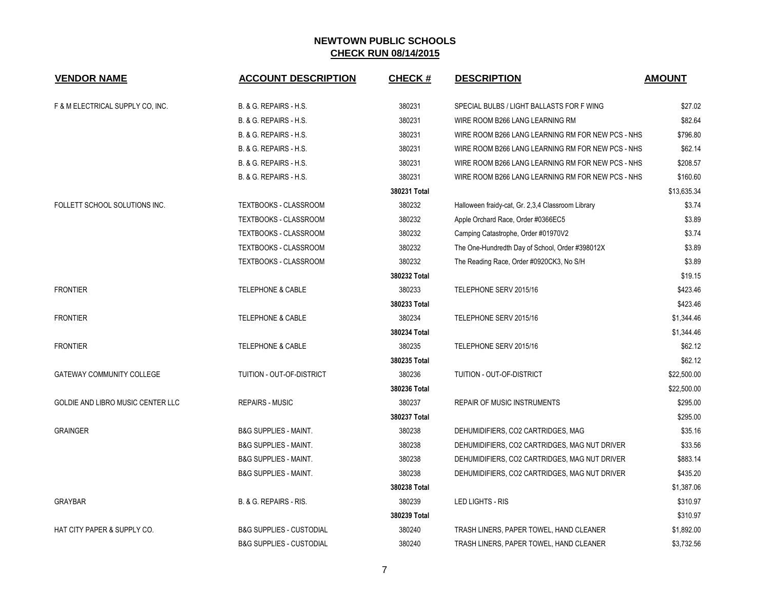**NEWTOWN PUBLIC SCHOOLS**
**CHECK RUN 08/14/2015**

| VENDOR NAME | ACCOUNT DESCRIPTION | CHECK # | DESCRIPTION | AMOUNT |
|---|---|---|---|---|
| F & M ELECTRICAL SUPPLY CO, INC. | B. & G. REPAIRS - H.S. | 380231 | SPECIAL BULBS / LIGHT BALLASTS FOR F WING | $27.02 |
| | B. & G. REPAIRS - H.S. | 380231 | WIRE ROOM B266 LANG LEARNING RM | $82.64 |
| | B. & G. REPAIRS - H.S. | 380231 | WIRE ROOM B266 LANG LEARNING RM FOR NEW PCS - NHS | $796.80 |
| | B. & G. REPAIRS - H.S. | 380231 | WIRE ROOM B266 LANG LEARNING RM FOR NEW PCS - NHS | $62.14 |
| | B. & G. REPAIRS - H.S. | 380231 | WIRE ROOM B266 LANG LEARNING RM FOR NEW PCS - NHS | $208.57 |
| | B. & G. REPAIRS - H.S. | 380231 | WIRE ROOM B266 LANG LEARNING RM FOR NEW PCS - NHS | $160.60 |
| | | **380231 Total** | | $13,635.34 |
| FOLLETT SCHOOL SOLUTIONS INC. | TEXTBOOKS - CLASSROOM | 380232 | Halloween fraidy-cat, Gr. 2,3,4 Classroom Library | $3.74 |
| | TEXTBOOKS - CLASSROOM | 380232 | Apple Orchard Race, Order #0366EC5 | $3.89 |
| | TEXTBOOKS - CLASSROOM | 380232 | Camping Catastrophe, Order #01970V2 | $3.74 |
| | TEXTBOOKS - CLASSROOM | 380232 | The One-Hundredth Day of School, Order #398012X | $3.89 |
| | TEXTBOOKS - CLASSROOM | 380232 | The Reading Race, Order #0920CK3, No S/H | $3.89 |
| | | **380232 Total** | | $19.15 |
| FRONTIER | TELEPHONE & CABLE | 380233 | TELEPHONE SERV 2015/16 | $423.46 |
| | | **380233 Total** | | $423.46 |
| FRONTIER | TELEPHONE & CABLE | 380234 | TELEPHONE SERV 2015/16 | $1,344.46 |
| | | **380234 Total** | | $1,344.46 |
| FRONTIER | TELEPHONE & CABLE | 380235 | TELEPHONE SERV 2015/16 | $62.12 |
| | | **380235 Total** | | $62.12 |
| GATEWAY COMMUNITY COLLEGE | TUITION - OUT-OF-DISTRICT | 380236 | TUITION - OUT-OF-DISTRICT | $22,500.00 |
| | | **380236 Total** | | $22,500.00 |
| GOLDIE AND LIBRO MUSIC CENTER LLC | REPAIRS - MUSIC | 380237 | REPAIR OF MUSIC INSTRUMENTS | $295.00 |
| | | **380237 Total** | | $295.00 |
| GRAINGER | B&G SUPPLIES - MAINT. | 380238 | DEHUMIDIFIERS, CO2 CARTRIDGES, MAG | $35.16 |
| | B&G SUPPLIES - MAINT. | 380238 | DEHUMIDIFIERS, CO2 CARTRIDGES, MAG NUT DRIVER | $33.56 |
| | B&G SUPPLIES - MAINT. | 380238 | DEHUMIDIFIERS, CO2 CARTRIDGES, MAG NUT DRIVER | $883.14 |
| | B&G SUPPLIES - MAINT. | 380238 | DEHUMIDIFIERS, CO2 CARTRIDGES, MAG NUT DRIVER | $435.20 |
| | | **380238 Total** | | $1,387.06 |
| GRAYBAR | B. & G. REPAIRS - RIS. | 380239 | LED LIGHTS - RIS | $310.97 |
| | | **380239 Total** | | $310.97 |
| HAT CITY PAPER & SUPPLY CO. | B&G SUPPLIES - CUSTODIAL | 380240 | TRASH LINERS, PAPER TOWEL, HAND CLEANER | $1,892.00 |
| | B&G SUPPLIES - CUSTODIAL | 380240 | TRASH LINERS, PAPER TOWEL, HAND CLEANER | $3,732.56 |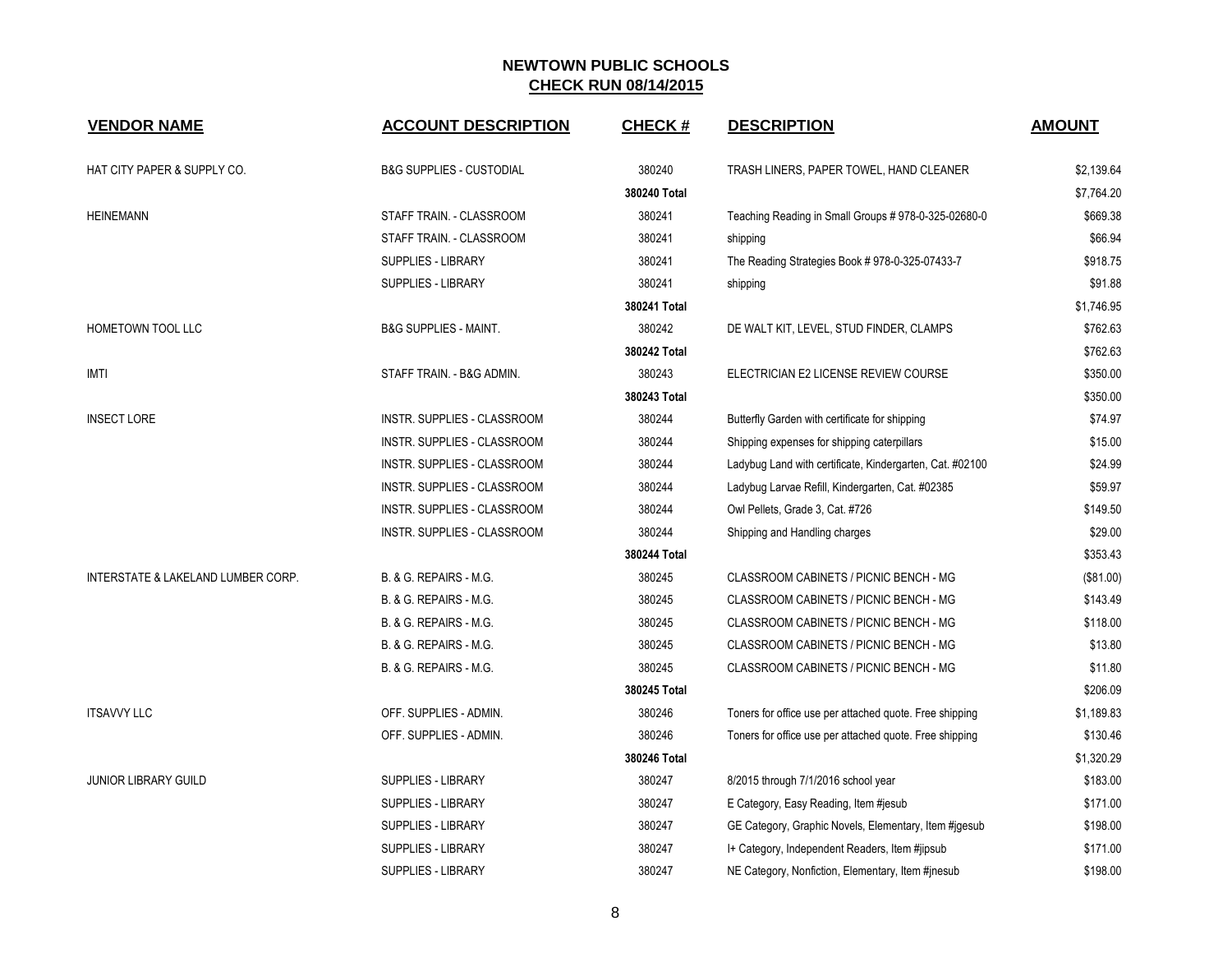# NEWTOWN PUBLIC SCHOOLS

## CHECK RUN 08/14/2015

| VENDOR NAME | ACCOUNT DESCRIPTION | CHECK # | DESCRIPTION | AMOUNT |
|---|---|---|---|---|
| HAT CITY PAPER & SUPPLY CO. | B&G SUPPLIES - CUSTODIAL | 380240 | TRASH LINERS, PAPER TOWEL, HAND CLEANER | $2,139.64 |
| | | **380240 Total** | | $7,764.20 |
| HEINEMANN | STAFF TRAIN. - CLASSROOM | 380241 | Teaching Reading in Small Groups # 978-0-325-02680-0 | $669.38 |
| | STAFF TRAIN. - CLASSROOM | 380241 | shipping | $66.94 |
| | SUPPLIES - LIBRARY | 380241 | The Reading Strategies Book # 978-0-325-07433-7 | $918.75 |
| | SUPPLIES - LIBRARY | 380241 | shipping | $91.88 |
| | | **380241 Total** | | $1,746.95 |
| HOMETOWN TOOL LLC | B&G SUPPLIES - MAINT. | 380242 | DE WALT KIT, LEVEL, STUD FINDER, CLAMPS | $762.63 |
| | | **380242 Total** | | $762.63 |
| IMTI | STAFF TRAIN. - B&G ADMIN. | 380243 | ELECTRICIAN E2 LICENSE REVIEW COURSE | $350.00 |
| | | **380243 Total** | | $350.00 |
| INSECT LORE | INSTR. SUPPLIES - CLASSROOM | 380244 | Butterfly Garden with certificate for shipping | $74.97 |
| | INSTR. SUPPLIES - CLASSROOM | 380244 | Shipping expenses for shipping caterpillars | $15.00 |
| | INSTR. SUPPLIES - CLASSROOM | 380244 | Ladybug Land with certificate, Kindergarten, Cat. #02100 | $24.99 |
| | INSTR. SUPPLIES - CLASSROOM | 380244 | Ladybug Larvae Refill, Kindergarten, Cat. #02385 | $59.97 |
| | INSTR. SUPPLIES - CLASSROOM | 380244 | Owl Pellets, Grade 3, Cat. #726 | $149.50 |
| | INSTR. SUPPLIES - CLASSROOM | 380244 | Shipping and Handling charges | $29.00 |
| | | **380244 Total** | | $353.43 |
| INTERSTATE & LAKELAND LUMBER CORP. | B. & G. REPAIRS - M.G. | 380245 | CLASSROOM CABINETS / PICNIC BENCH - MG | ($81.00) |
| | B. & G. REPAIRS - M.G. | 380245 | CLASSROOM CABINETS / PICNIC BENCH - MG | $143.49 |
| | B. & G. REPAIRS - M.G. | 380245 | CLASSROOM CABINETS / PICNIC BENCH - MG | $118.00 |
| | B. & G. REPAIRS - M.G. | 380245 | CLASSROOM CABINETS / PICNIC BENCH - MG | $13.80 |
| | B. & G. REPAIRS - M.G. | 380245 | CLASSROOM CABINETS / PICNIC BENCH - MG | $11.80 |
| | | **380245 Total** | | $206.09 |
| ITSAVVY LLC | OFF. SUPPLIES - ADMIN. | 380246 | Toners for office use per attached quote. Free shipping | $1,189.83 |
| | OFF. SUPPLIES - ADMIN. | 380246 | Toners for office use per attached quote. Free shipping | $130.46 |
| | | **380246 Total** | | $1,320.29 |
| JUNIOR LIBRARY GUILD | SUPPLIES - LIBRARY | 380247 | 8/2015 through 7/1/2016 school year | $183.00 |
| | SUPPLIES - LIBRARY | 380247 | E Category, Easy Reading, Item #jesub | $171.00 |
| | SUPPLIES - LIBRARY | 380247 | GE Category, Graphic Novels, Elementary, Item #jgesub | $198.00 |
| | SUPPLIES - LIBRARY | 380247 | I+ Category, Independent Readers, Item #jipsub | $171.00 |
| | SUPPLIES - LIBRARY | 380247 | NE Category, Nonfiction, Elementary, Item #jnesub | $198.00 |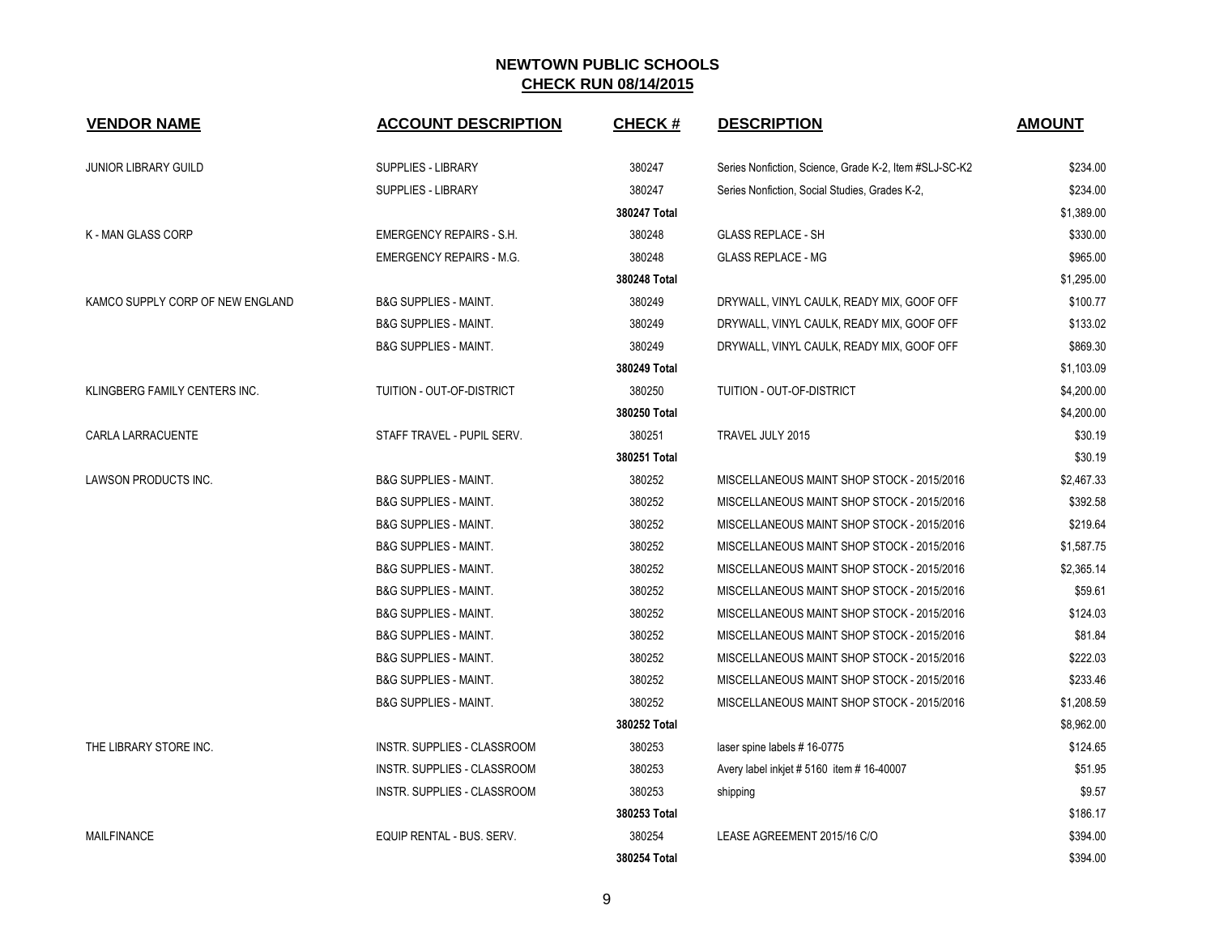# NEWTOWN PUBLIC SCHOOLS

## CHECK RUN 08/14/2015

| VENDOR NAME | ACCOUNT DESCRIPTION | CHECK # | DESCRIPTION | AMOUNT |
|---|---|---|---|---|
| JUNIOR LIBRARY GUILD | SUPPLIES - LIBRARY | 380247 | Series Nonfiction, Science, Grade K-2, Item #SLJ-SC-K2 | $234.00 |
| | SUPPLIES - LIBRARY | 380247 | Series Nonfiction, Social Studies, Grades K-2, | $234.00 |
| | | **380247 Total** | | $1,389.00 |
| K - MAN GLASS CORP | EMERGENCY REPAIRS - S.H. | 380248 | GLASS REPLACE - SH | $330.00 |
| | EMERGENCY REPAIRS - M.G. | 380248 | GLASS REPLACE - MG | $965.00 |
| | | **380248 Total** | | $1,295.00 |
| KAMCO SUPPLY CORP OF NEW ENGLAND | B&G SUPPLIES - MAINT. | 380249 | DRYWALL, VINYL CAULK, READY MIX, GOOF OFF | $100.77 |
| | B&G SUPPLIES - MAINT. | 380249 | DRYWALL, VINYL CAULK, READY MIX, GOOF OFF | $133.02 |
| | B&G SUPPLIES - MAINT. | 380249 | DRYWALL, VINYL CAULK, READY MIX, GOOF OFF | $869.30 |
| | | **380249 Total** | | $1,103.09 |
| KLINGBERG FAMILY CENTERS INC. | TUITION - OUT-OF-DISTRICT | 380250 | TUITION - OUT-OF-DISTRICT | $4,200.00 |
| | | **380250 Total** | | $4,200.00 |
| CARLA LARRACUENTE | STAFF TRAVEL - PUPIL SERV. | 380251 | TRAVEL JULY 2015 | $30.19 |
| | | **380251 Total** | | $30.19 |
| LAWSON PRODUCTS INC. | B&G SUPPLIES - MAINT. | 380252 | MISCELLANEOUS MAINT SHOP STOCK - 2015/2016 | $2,467.33 |
| | B&G SUPPLIES - MAINT. | 380252 | MISCELLANEOUS MAINT SHOP STOCK - 2015/2016 | $392.58 |
| | B&G SUPPLIES - MAINT. | 380252 | MISCELLANEOUS MAINT SHOP STOCK - 2015/2016 | $219.64 |
| | B&G SUPPLIES - MAINT. | 380252 | MISCELLANEOUS MAINT SHOP STOCK - 2015/2016 | $1,587.75 |
| | B&G SUPPLIES - MAINT. | 380252 | MISCELLANEOUS MAINT SHOP STOCK - 2015/2016 | $2,365.14 |
| | B&G SUPPLIES - MAINT. | 380252 | MISCELLANEOUS MAINT SHOP STOCK - 2015/2016 | $59.61 |
| | B&G SUPPLIES - MAINT. | 380252 | MISCELLANEOUS MAINT SHOP STOCK - 2015/2016 | $124.03 |
| | B&G SUPPLIES - MAINT. | 380252 | MISCELLANEOUS MAINT SHOP STOCK - 2015/2016 | $81.84 |
| | B&G SUPPLIES - MAINT. | 380252 | MISCELLANEOUS MAINT SHOP STOCK - 2015/2016 | $222.03 |
| | B&G SUPPLIES - MAINT. | 380252 | MISCELLANEOUS MAINT SHOP STOCK - 2015/2016 | $233.46 |
| | B&G SUPPLIES - MAINT. | 380252 | MISCELLANEOUS MAINT SHOP STOCK - 2015/2016 | $1,208.59 |
| | | **380252 Total** | | $8,962.00 |
| THE LIBRARY STORE INC. | INSTR. SUPPLIES - CLASSROOM | 380253 | laser spine labels # 16-0775 | $124.65 |
| | INSTR. SUPPLIES - CLASSROOM | 380253 | Avery label inkjet # 5160 item # 16-40007 | $51.95 |
| | INSTR. SUPPLIES - CLASSROOM | 380253 | shipping | $9.57 |
| | | **380253 Total** | | $186.17 |
| MAILFINANCE | EQUIP RENTAL - BUS. SERV. | 380254 | LEASE AGREEMENT 2015/16 C/O | $394.00 |
| | | **380254 Total** | | $394.00 |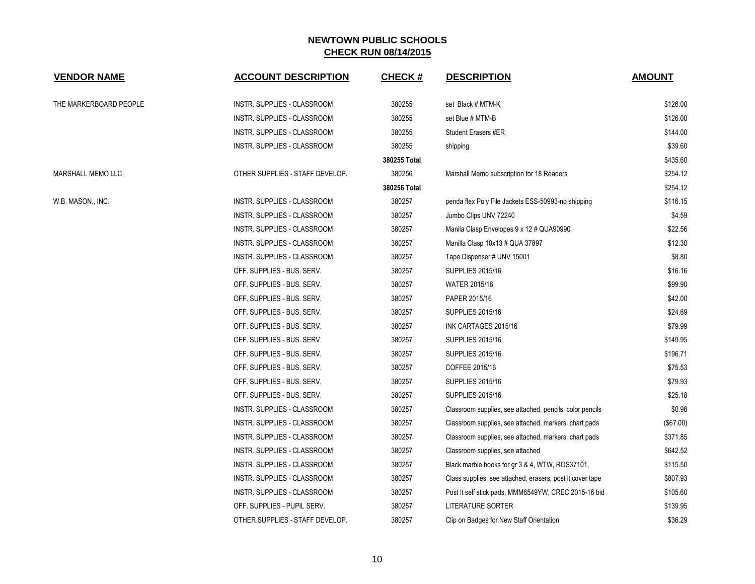# NEWTOWN PUBLIC SCHOOLS

## CHECK RUN 08/14/2015

| VENDOR NAME | ACCOUNT DESCRIPTION | CHECK # | DESCRIPTION | AMOUNT |
|---|---|---|---|---|
| THE MARKERBOARD PEOPLE | INSTR. SUPPLIES - CLASSROOM | 380255 | set Black # MTM-K | $126.00 |
| | INSTR. SUPPLIES - CLASSROOM | 380255 | set Blue # MTM-B | $126.00 |
| | INSTR. SUPPLIES - CLASSROOM | 380255 | Student Erasers #ER | $144.00 |
| | INSTR. SUPPLIES - CLASSROOM | 380255 | shipping | $39.60 |
| | | **380255 Total** | | $435.60 |
| MARSHALL MEMO LLC. | OTHER SUPPLIES - STAFF DEVELOP. | 380256 | Marshall Memo subscription for 18 Readers | $254.12 |
| | | **380256 Total** | | $254.12 |
| W.B. MASON., INC. | INSTR. SUPPLIES - CLASSROOM | 380257 | penda flex Poly File Jackets ESS-50993-no shipping | $116.15 |
| | INSTR. SUPPLIES - CLASSROOM | 380257 | Jumbo Clips UNV 72240 | $4.59 |
| | INSTR. SUPPLIES - CLASSROOM | 380257 | Manila Clasp Envelopes 9 x 12 # QUA90990 | $22.56 |
| | INSTR. SUPPLIES - CLASSROOM | 380257 | Manilla Clasp 10x13 # QUA 37897 | $12.30 |
| | INSTR. SUPPLIES - CLASSROOM | 380257 | Tape Dispenser # UNV 15001 | $8.80 |
| | OFF. SUPPLIES - BUS. SERV. | 380257 | SUPPLIES 2015/16 | $16.16 |
| | OFF. SUPPLIES - BUS. SERV. | 380257 | WATER 2015/16 | $99.90 |
| | OFF. SUPPLIES - BUS. SERV. | 380257 | PAPER 2015/16 | $42.00 |
| | OFF. SUPPLIES - BUS. SERV. | 380257 | SUPPLIES 2015/16 | $24.69 |
| | OFF. SUPPLIES - BUS. SERV. | 380257 | INK CARTAGES 2015/16 | $79.99 |
| | OFF. SUPPLIES - BUS. SERV. | 380257 | SUPPLIES 2015/16 | $149.95 |
| | OFF. SUPPLIES - BUS. SERV. | 380257 | SUPPLIES 2015/16 | $196.71 |
| | OFF. SUPPLIES - BUS. SERV. | 380257 | COFFEE 2015/16 | $75.53 |
| | OFF. SUPPLIES - BUS. SERV. | 380257 | SUPPLIES 2015/16 | $79.93 |
| | OFF. SUPPLIES - BUS. SERV. | 380257 | SUPPLIES 2015/16 | $25.18 |
| | INSTR. SUPPLIES - CLASSROOM | 380257 | Classroom supplies, see attached, pencils, color pencils | $0.98 |
| | INSTR. SUPPLIES - CLASSROOM | 380257 | Classroom supplies, see attached, markers, chart pads | ($67.00) |
| | INSTR. SUPPLIES - CLASSROOM | 380257 | Classroom supplies, see attached, markers, chart pads | $371.85 |
| | INSTR. SUPPLIES - CLASSROOM | 380257 | Classroom supplies, see attached | $642.52 |
| | INSTR. SUPPLIES - CLASSROOM | 380257 | Black marble books for gr 3 & 4, WTW, ROS37101, | $115.50 |
| | INSTR. SUPPLIES - CLASSROOM | 380257 | Class supplies, see attached, erasers, post it cover tape | $807.93 |
| | INSTR. SUPPLIES - CLASSROOM | 380257 | Post It self stick pads, MMM6549YW, CREC 2015-16 bid | $105.60 |
| | OFF. SUPPLIES - PUPIL SERV. | 380257 | LITERATURE SORTER | $139.95 |
| | OTHER SUPPLIES - STAFF DEVELOP. | 380257 | Clip on Badges for New Staff Orientation | $36.29 |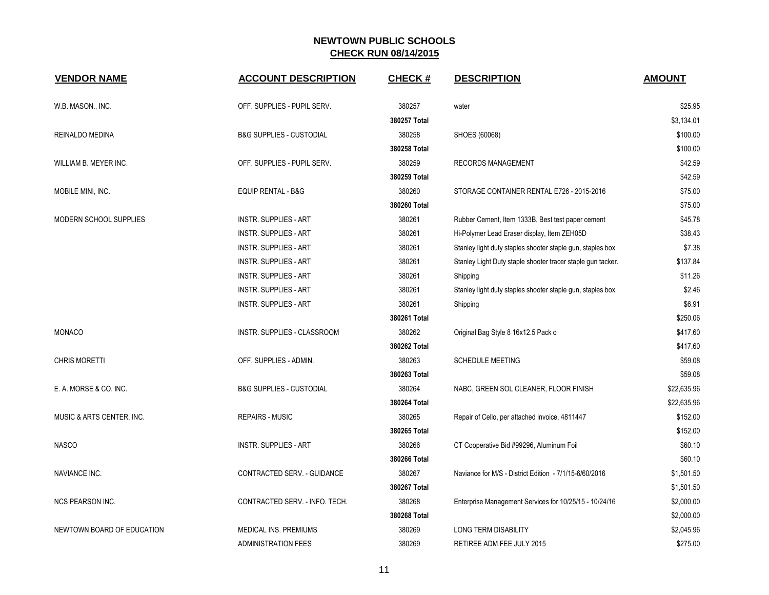# NEWTOWN PUBLIC SCHOOLS

## CHECK RUN 08/14/2015

| VENDOR NAME | ACCOUNT DESCRIPTION | CHECK # | DESCRIPTION | AMOUNT |
|---|---|---|---|---|
| W.B. MASON., INC. | OFF. SUPPLIES - PUPIL SERV. | 380257 | water | $25.95 |
| | | **380257 Total** | | $3,134.01 |
| REINALDO MEDINA | B&G SUPPLIES - CUSTODIAL | 380258 | SHOES (60068) | $100.00 |
| | | **380258 Total** | | $100.00 |
| WILLIAM B. MEYER INC. | OFF. SUPPLIES - PUPIL SERV. | 380259 | RECORDS MANAGEMENT | $42.59 |
| | | **380259 Total** | | $42.59 |
| MOBILE MINI, INC. | EQUIP RENTAL - B&G | 380260 | STORAGE CONTAINER RENTAL E726 - 2015-2016 | $75.00 |
| | | **380260 Total** | | $75.00 |
| MODERN SCHOOL SUPPLIES | INSTR. SUPPLIES - ART | 380261 | Rubber Cement, Item 1333B, Best test paper cement | $45.78 |
| | INSTR. SUPPLIES - ART | 380261 | Hi-Polymer Lead Eraser display, Item ZEH05D | $38.43 |
| | INSTR. SUPPLIES - ART | 380261 | Stanley light duty staples shooter staple gun, staples box | $7.38 |
| | INSTR. SUPPLIES - ART | 380261 | Stanley Light Duty staple shooter tracer staple gun tacker. | $137.84 |
| | INSTR. SUPPLIES - ART | 380261 | Shipping | $11.26 |
| | INSTR. SUPPLIES - ART | 380261 | Stanley light duty staples shooter staple gun, staples box | $2.46 |
| | INSTR. SUPPLIES - ART | 380261 | Shipping | $6.91 |
| | | **380261 Total** | | $250.06 |
| MONACO | INSTR. SUPPLIES - CLASSROOM | 380262 | Original Bag Style 8 16x12.5 Pack o | $417.60 |
| | | **380262 Total** | | $417.60 |
| CHRIS MORETTI | OFF. SUPPLIES - ADMIN. | 380263 | SCHEDULE MEETING | $59.08 |
| | | **380263 Total** | | $59.08 |
| E. A. MORSE & CO. INC. | B&G SUPPLIES - CUSTODIAL | 380264 | NABC, GREEN SOL CLEANER, FLOOR FINISH | $22,635.96 |
| | | **380264 Total** | | $22,635.96 |
| MUSIC & ARTS CENTER, INC. | REPAIRS - MUSIC | 380265 | Repair of Cello, per attached invoice, 4811447 | $152.00 |
| | | **380265 Total** | | $152.00 |
| NASCO | INSTR. SUPPLIES - ART | 380266 | CT Cooperative Bid #99296, Aluminum Foil | $60.10 |
| | | **380266 Total** | | $60.10 |
| NAVIANCE INC. | CONTRACTED SERV. - GUIDANCE | 380267 | Naviance for M/S - District Edition - 7/1/15-6/60/2016 | $1,501.50 |
| | | **380267 Total** | | $1,501.50 |
| NCS PEARSON INC. | CONTRACTED SERV. - INFO. TECH. | 380268 | Enterprise Management Services for 10/25/15 - 10/24/16 | $2,000.00 |
| | | **380268 Total** | | $2,000.00 |
| NEWTOWN BOARD OF EDUCATION | MEDICAL INS. PREMIUMS | 380269 | LONG TERM DISABILITY | $2,045.96 |
| | ADMINISTRATION FEES | 380269 | RETIREE ADM FEE JULY 2015 | $275.00 |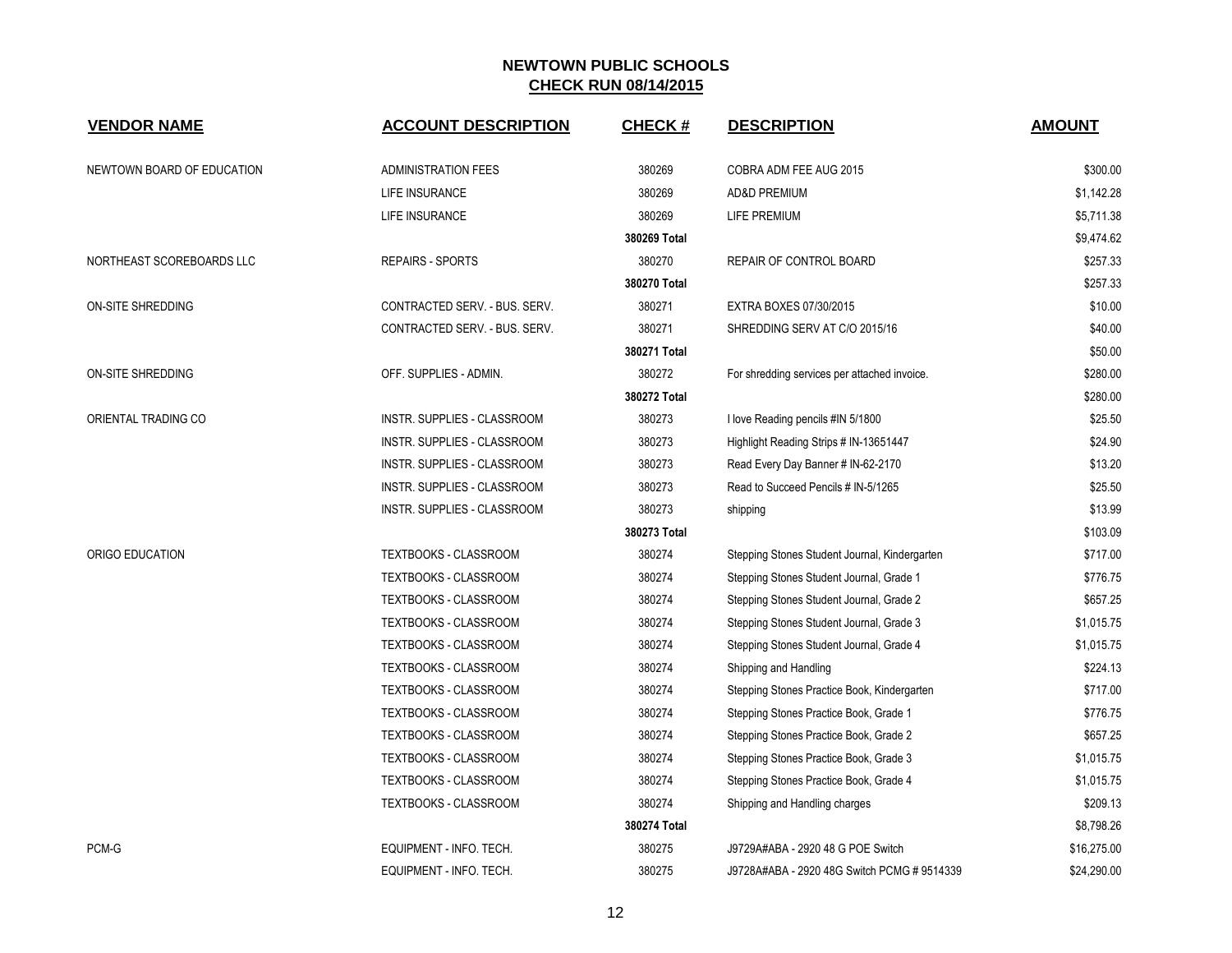# NEWTOWN PUBLIC SCHOOLS

## CHECK RUN 08/14/2015

| VENDOR NAME | ACCOUNT DESCRIPTION | CHECK # | DESCRIPTION | AMOUNT |
|---|---|---|---|---|
| NEWTOWN BOARD OF EDUCATION | ADMINISTRATION FEES | 380269 | COBRA ADM FEE AUG 2015 | $300.00 |
| | LIFE INSURANCE | 380269 | AD&D PREMIUM | $1,142.28 |
| | LIFE INSURANCE | 380269 | LIFE PREMIUM | $5,711.38 |
| | | **380269 Total** | | $9,474.62 |
| NORTHEAST SCOREBOARDS LLC | REPAIRS - SPORTS | 380270 | REPAIR OF CONTROL BOARD | $257.33 |
| | | **380270 Total** | | $257.33 |
| ON-SITE SHREDDING | CONTRACTED SERV. - BUS. SERV. | 380271 | EXTRA BOXES 07/30/2015 | $10.00 |
| | CONTRACTED SERV. - BUS. SERV. | 380271 | SHREDDING SERV AT C/O 2015/16 | $40.00 |
| | | **380271 Total** | | $50.00 |
| ON-SITE SHREDDING | OFF. SUPPLIES - ADMIN. | 380272 | For shredding services per attached invoice. | $280.00 |
| | | **380272 Total** | | $280.00 |
| ORIENTAL TRADING CO | INSTR. SUPPLIES - CLASSROOM | 380273 | I love Reading pencils #IN 5/1800 | $25.50 |
| | INSTR. SUPPLIES - CLASSROOM | 380273 | Highlight Reading Strips # IN-13651447 | $24.90 |
| | INSTR. SUPPLIES - CLASSROOM | 380273 | Read Every Day Banner # IN-62-2170 | $13.20 |
| | INSTR. SUPPLIES - CLASSROOM | 380273 | Read to Succeed Pencils # IN-5/1265 | $25.50 |
| | INSTR. SUPPLIES - CLASSROOM | 380273 | shipping | $13.99 |
| | | **380273 Total** | | $103.09 |
| ORIGO EDUCATION | TEXTBOOKS - CLASSROOM | 380274 | Stepping Stones Student Journal, Kindergarten | $717.00 |
| | TEXTBOOKS - CLASSROOM | 380274 | Stepping Stones Student Journal, Grade 1 | $776.75 |
| | TEXTBOOKS - CLASSROOM | 380274 | Stepping Stones Student Journal, Grade 2 | $657.25 |
| | TEXTBOOKS - CLASSROOM | 380274 | Stepping Stones Student Journal, Grade 3 | $1,015.75 |
| | TEXTBOOKS - CLASSROOM | 380274 | Stepping Stones Student Journal, Grade 4 | $1,015.75 |
| | TEXTBOOKS - CLASSROOM | 380274 | Shipping and Handling | $224.13 |
| | TEXTBOOKS - CLASSROOM | 380274 | Stepping Stones Practice Book, Kindergarten | $717.00 |
| | TEXTBOOKS - CLASSROOM | 380274 | Stepping Stones Practice Book, Grade 1 | $776.75 |
| | TEXTBOOKS - CLASSROOM | 380274 | Stepping Stones Practice Book, Grade 2 | $657.25 |
| | TEXTBOOKS - CLASSROOM | 380274 | Stepping Stones Practice Book, Grade 3 | $1,015.75 |
| | TEXTBOOKS - CLASSROOM | 380274 | Stepping Stones Practice Book, Grade 4 | $1,015.75 |
| | TEXTBOOKS - CLASSROOM | 380274 | Shipping and Handling charges | $209.13 |
| | | **380274 Total** | | $8,798.26 |
| PCM-G | EQUIPMENT - INFO. TECH. | 380275 | J9729A#ABA - 2920 48 G POE Switch | $16,275.00 |
| | EQUIPMENT - INFO. TECH. | 380275 | J9728A#ABA - 2920 48G Switch PCMG # 9514339 | $24,290.00 |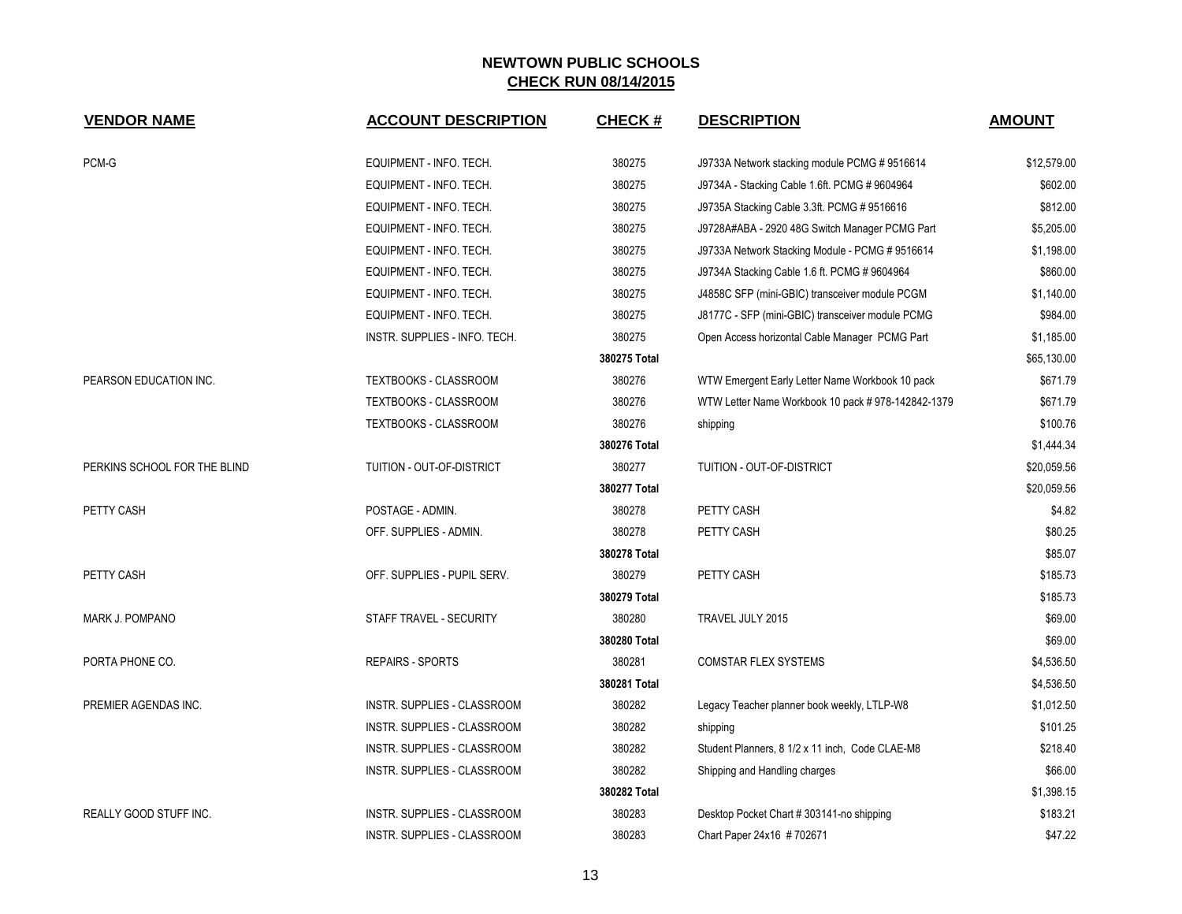**NEWTOWN PUBLIC SCHOOLS**
**CHECK RUN 08/14/2015**

| VENDOR NAME | ACCOUNT DESCRIPTION | CHECK # | DESCRIPTION | AMOUNT |
|---|---|---|---|---|
| PCM-G | EQUIPMENT - INFO. TECH. | 380275 | J9733A Network stacking module PCMG # 9516614 | $12,579.00 |
| | EQUIPMENT - INFO. TECH. | 380275 | J9734A - Stacking Cable 1.6ft. PCMG # 9604964 | $602.00 |
| | EQUIPMENT - INFO. TECH. | 380275 | J9735A Stacking Cable 3.3ft. PCMG # 9516616 | $812.00 |
| | EQUIPMENT - INFO. TECH. | 380275 | J9728A#ABA - 2920 48G Switch Manager PCMG Part | $5,205.00 |
| | EQUIPMENT - INFO. TECH. | 380275 | J9733A Network Stacking Module - PCMG # 9516614 | $1,198.00 |
| | EQUIPMENT - INFO. TECH. | 380275 | J9734A Stacking Cable 1.6 ft. PCMG # 9604964 | $860.00 |
| | EQUIPMENT - INFO. TECH. | 380275 | J4858C SFP (mini-GBIC) transceiver module PCGM | $1,140.00 |
| | EQUIPMENT - INFO. TECH. | 380275 | J8177C - SFP (mini-GBIC) transceiver module PCMG | $984.00 |
| | INSTR. SUPPLIES - INFO. TECH. | 380275 | Open Access horizontal Cable Manager PCMG Part | $1,185.00 |
| | | **380275 Total** | | $65,130.00 |
| PEARSON EDUCATION INC. | TEXTBOOKS - CLASSROOM | 380276 | WTW Emergent Early Letter Name Workbook 10 pack | $671.79 |
| | TEXTBOOKS - CLASSROOM | 380276 | WTW Letter Name Workbook 10 pack # 978-142842-1379 | $671.79 |
| | TEXTBOOKS - CLASSROOM | 380276 | shipping | $100.76 |
| | | **380276 Total** | | $1,444.34 |
| PERKINS SCHOOL FOR THE BLIND | TUITION - OUT-OF-DISTRICT | 380277 | TUITION - OUT-OF-DISTRICT | $20,059.56 |
| | | **380277 Total** | | $20,059.56 |
| PETTY CASH | POSTAGE - ADMIN. | 380278 | PETTY CASH | $4.82 |
| | OFF. SUPPLIES - ADMIN. | 380278 | PETTY CASH | $80.25 |
| | | **380278 Total** | | $85.07 |
| PETTY CASH | OFF. SUPPLIES - PUPIL SERV. | 380279 | PETTY CASH | $185.73 |
| | | **380279 Total** | | $185.73 |
| MARK J. POMPANO | STAFF TRAVEL - SECURITY | 380280 | TRAVEL JULY 2015 | $69.00 |
| | | **380280 Total** | | $69.00 |
| PORTA PHONE CO. | REPAIRS - SPORTS | 380281 | COMSTAR FLEX SYSTEMS | $4,536.50 |
| | | **380281 Total** | | $4,536.50 |
| PREMIER AGENDAS INC. | INSTR. SUPPLIES - CLASSROOM | 380282 | Legacy Teacher planner book weekly, LTLP-W8 | $1,012.50 |
| | INSTR. SUPPLIES - CLASSROOM | 380282 | shipping | $101.25 |
| | INSTR. SUPPLIES - CLASSROOM | 380282 | Student Planners, 8 1/2 x 11 inch, Code CLAE-M8 | $218.40 |
| | INSTR. SUPPLIES - CLASSROOM | 380282 | Shipping and Handling charges | $66.00 |
| | | **380282 Total** | | $1,398.15 |
| REALLY GOOD STUFF INC. | INSTR. SUPPLIES - CLASSROOM | 380283 | Desktop Pocket Chart # 303141-no shipping | $183.21 |
| | INSTR. SUPPLIES - CLASSROOM | 380283 | Chart Paper 24x16 # 702671 | $47.22 |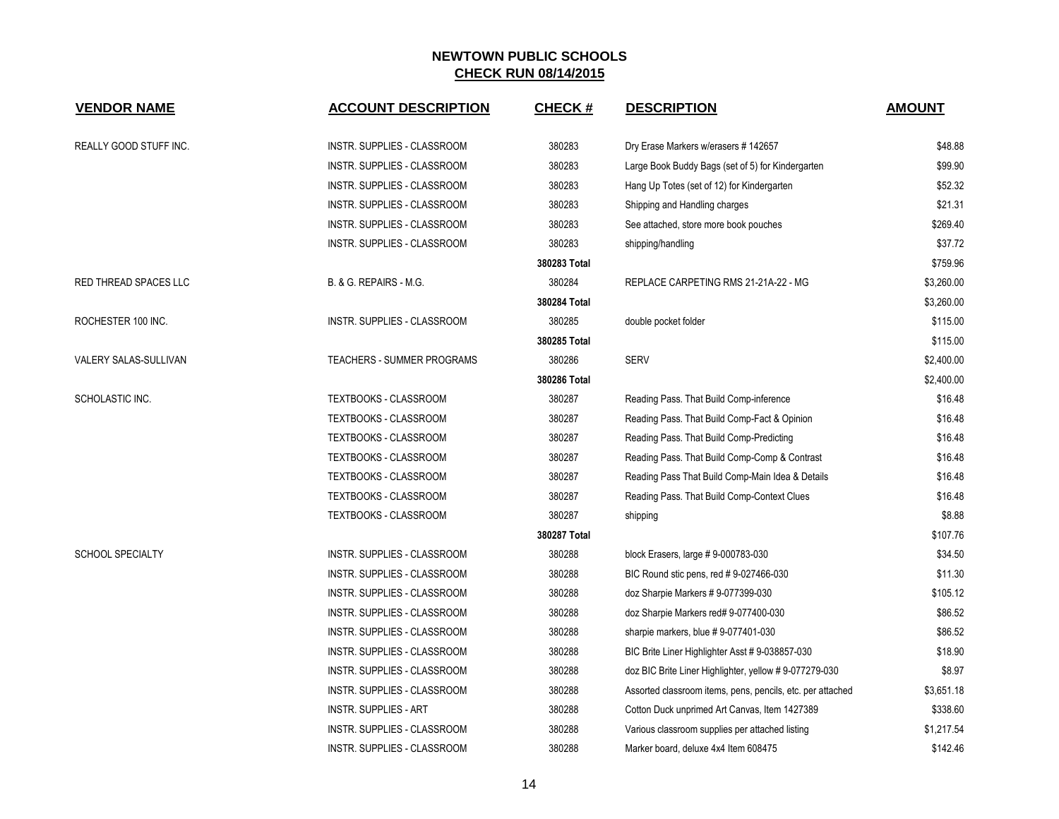# NEWTOWN PUBLIC SCHOOLS

## CHECK RUN 08/14/2015

| VENDOR NAME | ACCOUNT DESCRIPTION | CHECK # | DESCRIPTION | AMOUNT |
|---|---|---|---|---|
| REALLY GOOD STUFF INC. | INSTR. SUPPLIES - CLASSROOM | 380283 | Dry Erase Markers w/erasers # 142657 | $48.88 |
| | INSTR. SUPPLIES - CLASSROOM | 380283 | Large Book Buddy Bags (set of 5) for Kindergarten | $99.90 |
| | INSTR. SUPPLIES - CLASSROOM | 380283 | Hang Up Totes (set of 12) for Kindergarten | $52.32 |
| | INSTR. SUPPLIES - CLASSROOM | 380283 | Shipping and Handling charges | $21.31 |
| | INSTR. SUPPLIES - CLASSROOM | 380283 | See attached, store more book pouches | $269.40 |
| | INSTR. SUPPLIES - CLASSROOM | 380283 | shipping/handling | $37.72 |
| | | **380283 Total** | | $759.96 |
| RED THREAD SPACES LLC | B. & G. REPAIRS - M.G. | 380284 | REPLACE CARPETING RMS 21-21A-22 - MG | $3,260.00 |
| | | **380284 Total** | | $3,260.00 |
| ROCHESTER 100 INC. | INSTR. SUPPLIES - CLASSROOM | 380285 | double pocket folder | $115.00 |
| | | **380285 Total** | | $115.00 |
| VALERY SALAS-SULLIVAN | TEACHERS - SUMMER PROGRAMS | 380286 | SERV | $2,400.00 |
| | | **380286 Total** | | $2,400.00 |
| SCHOLASTIC INC. | TEXTBOOKS - CLASSROOM | 380287 | Reading Pass. That Build Comp-inference | $16.48 |
| | TEXTBOOKS - CLASSROOM | 380287 | Reading Pass. That Build Comp-Fact & Opinion | $16.48 |
| | TEXTBOOKS - CLASSROOM | 380287 | Reading Pass. That Build Comp-Predicting | $16.48 |
| | TEXTBOOKS - CLASSROOM | 380287 | Reading Pass. That Build Comp-Comp & Contrast | $16.48 |
| | TEXTBOOKS - CLASSROOM | 380287 | Reading Pass That Build Comp-Main Idea & Details | $16.48 |
| | TEXTBOOKS - CLASSROOM | 380287 | Reading Pass. That Build Comp-Context Clues | $16.48 |
| | TEXTBOOKS - CLASSROOM | 380287 | shipping | $8.88 |
| | | **380287 Total** | | $107.76 |
| SCHOOL SPECIALTY | INSTR. SUPPLIES - CLASSROOM | 380288 | block Erasers, large # 9-000783-030 | $34.50 |
| | INSTR. SUPPLIES - CLASSROOM | 380288 | BIC Round stic pens, red # 9-027466-030 | $11.30 |
| | INSTR. SUPPLIES - CLASSROOM | 380288 | doz Sharpie Markers # 9-077399-030 | $105.12 |
| | INSTR. SUPPLIES - CLASSROOM | 380288 | doz Sharpie Markers red# 9-077400-030 | $86.52 |
| | INSTR. SUPPLIES - CLASSROOM | 380288 | sharpie markers, blue # 9-077401-030 | $86.52 |
| | INSTR. SUPPLIES - CLASSROOM | 380288 | BIC Brite Liner Highlighter Asst # 9-038857-030 | $18.90 |
| | INSTR. SUPPLIES - CLASSROOM | 380288 | doz BIC Brite Liner Highlighter, yellow # 9-077279-030 | $8.97 |
| | INSTR. SUPPLIES - CLASSROOM | 380288 | Assorted classroom items, pens, pencils, etc. per attached | $3,651.18 |
| | INSTR. SUPPLIES - ART | 380288 | Cotton Duck unprimed Art Canvas, Item 1427389 | $338.60 |
| | INSTR. SUPPLIES - CLASSROOM | 380288 | Various classroom supplies per attached listing | $1,217.54 |
| | INSTR. SUPPLIES - CLASSROOM | 380288 | Marker board, deluxe 4x4 Item 608475 | $142.46 |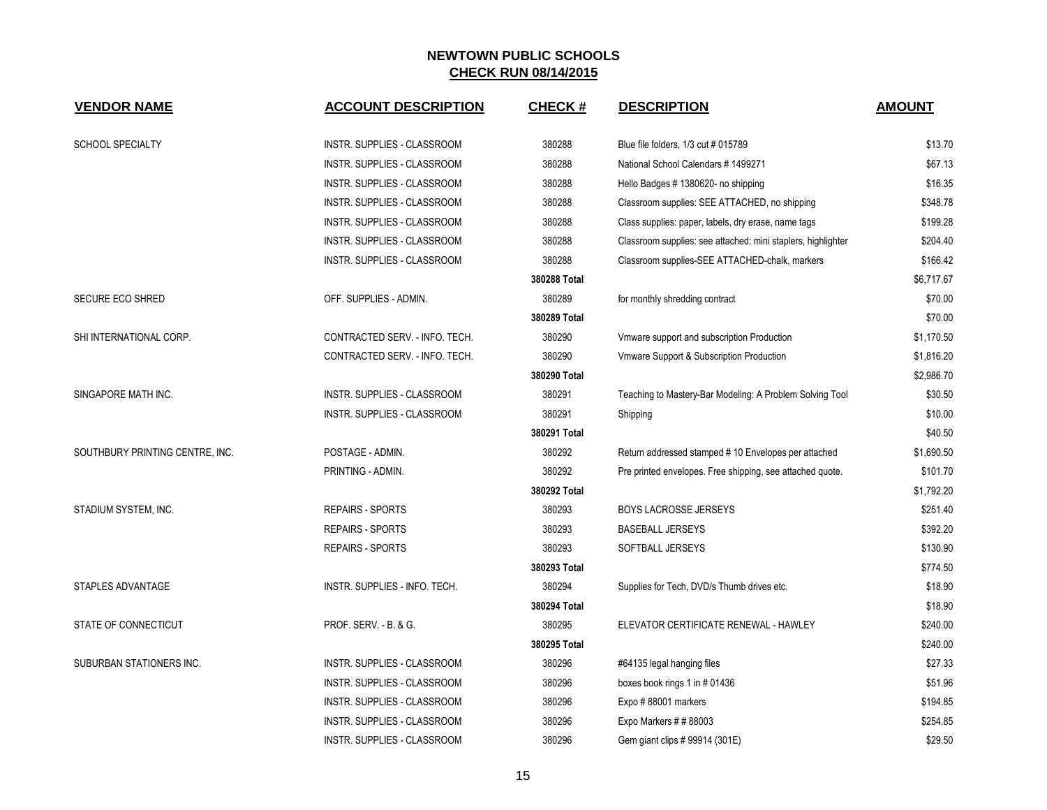# NEWTOWN PUBLIC SCHOOLS

## CHECK RUN 08/14/2015

| VENDOR NAME | ACCOUNT DESCRIPTION | CHECK # | DESCRIPTION | AMOUNT |
|---|---|---|---|---|
| SCHOOL SPECIALTY | INSTR. SUPPLIES - CLASSROOM | 380288 | Blue file folders, 1/3 cut # 015789 | $13.70 |
| | INSTR. SUPPLIES - CLASSROOM | 380288 | National School Calendars # 1499271 | $67.13 |
| | INSTR. SUPPLIES - CLASSROOM | 380288 | Hello Badges # 1380620- no shipping | $16.35 |
| | INSTR. SUPPLIES - CLASSROOM | 380288 | Classroom supplies: SEE ATTACHED, no shipping | $348.78 |
| | INSTR. SUPPLIES - CLASSROOM | 380288 | Class supplies: paper, labels, dry erase, name tags | $199.28 |
| | INSTR. SUPPLIES - CLASSROOM | 380288 | Classroom supplies: see attached: mini staplers, highlighter | $204.40 |
| | INSTR. SUPPLIES - CLASSROOM | 380288 | Classroom supplies-SEE ATTACHED-chalk, markers | $166.42 |
| | | **380288 Total** | | $6,717.67 |
| SECURE ECO SHRED | OFF. SUPPLIES - ADMIN. | 380289 | for monthly shredding contract | $70.00 |
| | | **380289 Total** | | $70.00 |
| SHI INTERNATIONAL CORP. | CONTRACTED SERV. - INFO. TECH. | 380290 | Vmware support and subscription Production | $1,170.50 |
| | CONTRACTED SERV. - INFO. TECH. | 380290 | Vmware Support & Subscription Production | $1,816.20 |
| | | **380290 Total** | | $2,986.70 |
| SINGAPORE MATH INC. | INSTR. SUPPLIES - CLASSROOM | 380291 | Teaching to Mastery-Bar Modeling: A Problem Solving Tool | $30.50 |
| | INSTR. SUPPLIES - CLASSROOM | 380291 | Shipping | $10.00 |
| | | **380291 Total** | | $40.50 |
| SOUTHBURY PRINTING CENTRE, INC. | POSTAGE - ADMIN. | 380292 | Return addressed stamped # 10 Envelopes per attached | $1,690.50 |
| | PRINTING - ADMIN. | 380292 | Pre printed envelopes. Free shipping, see attached quote. | $101.70 |
| | | **380292 Total** | | $1,792.20 |
| STADIUM SYSTEM, INC. | REPAIRS - SPORTS | 380293 | BOYS LACROSSE JERSEYS | $251.40 |
| | REPAIRS - SPORTS | 380293 | BASEBALL JERSEYS | $392.20 |
| | REPAIRS - SPORTS | 380293 | SOFTBALL JERSEYS | $130.90 |
| | | **380293 Total** | | $774.50 |
| STAPLES ADVANTAGE | INSTR. SUPPLIES - INFO. TECH. | 380294 | Supplies for Tech, DVD/s Thumb drives etc. | $18.90 |
| | | **380294 Total** | | $18.90 |
| STATE OF CONNECTICUT | PROF. SERV. - B. & G. | 380295 | ELEVATOR CERTIFICATE RENEWAL - HAWLEY | $240.00 |
| | | **380295 Total** | | $240.00 |
| SUBURBAN STATIONERS INC. | INSTR. SUPPLIES - CLASSROOM | 380296 | #64135 legal hanging files | $27.33 |
| | INSTR. SUPPLIES - CLASSROOM | 380296 | boxes book rings 1 in # 01436 | $51.96 |
| | INSTR. SUPPLIES - CLASSROOM | 380296 | Expo # 88001 markers | $194.85 |
| | INSTR. SUPPLIES - CLASSROOM | 380296 | Expo Markers # # 88003 | $254.85 |
| | INSTR. SUPPLIES - CLASSROOM | 380296 | Gem giant clips # 99914 (301E) | $29.50 |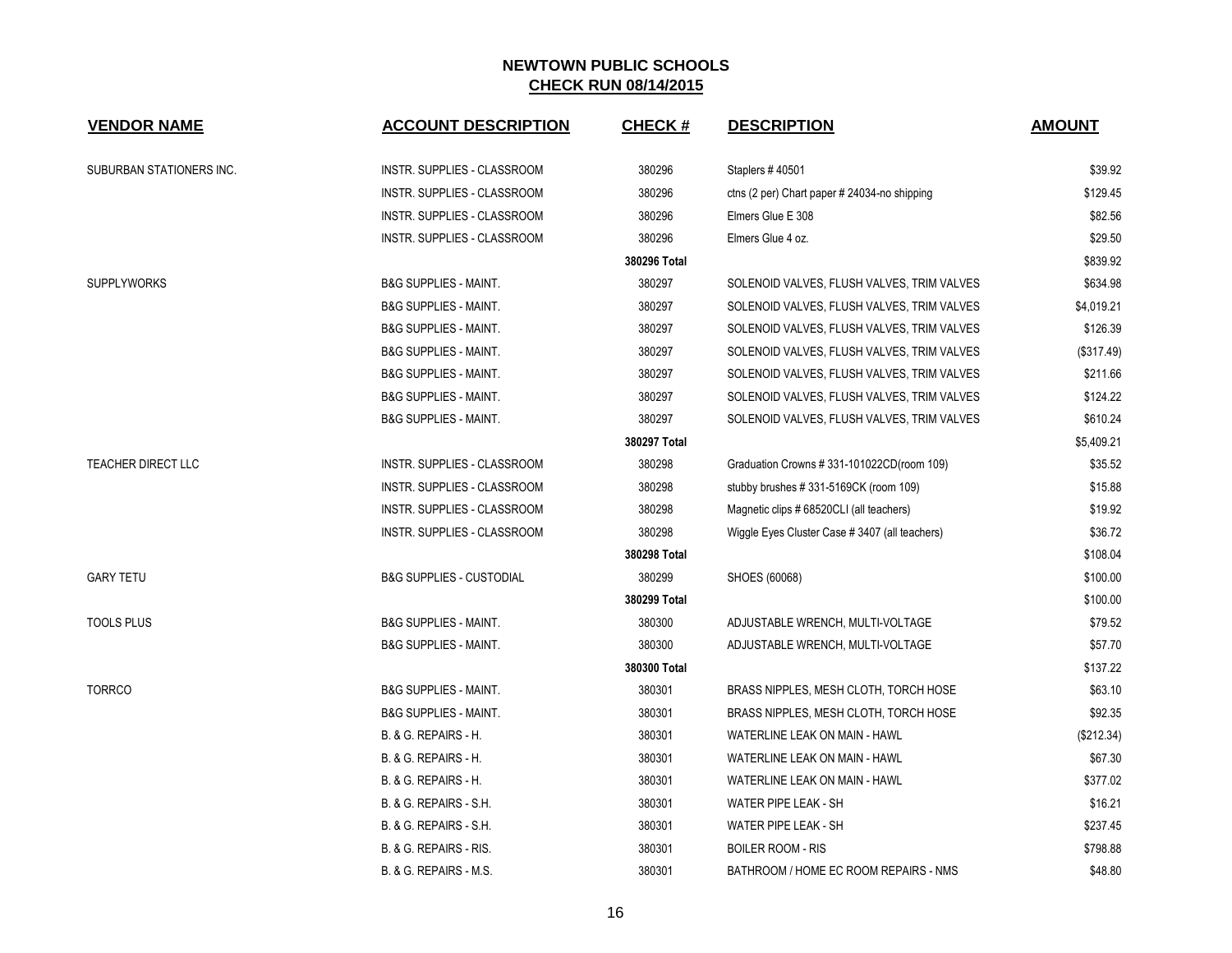**NEWTOWN PUBLIC SCHOOLS**
**CHECK RUN 08/14/2015**

| VENDOR NAME | ACCOUNT DESCRIPTION | CHECK # | DESCRIPTION | AMOUNT |
|---|---|---|---|---|
| SUBURBAN STATIONERS INC. | INSTR. SUPPLIES - CLASSROOM | 380296 | Staplers # 40501 | $39.92 |
| | INSTR. SUPPLIES - CLASSROOM | 380296 | ctns (2 per) Chart paper # 24034-no shipping | $129.45 |
| | INSTR. SUPPLIES - CLASSROOM | 380296 | Elmers Glue E 308 | $82.56 |
| | INSTR. SUPPLIES - CLASSROOM | 380296 | Elmers Glue 4 oz. | $29.50 |
| | | **380296 Total** | | $839.92 |
| SUPPLYWORKS | B&G SUPPLIES - MAINT. | 380297 | SOLENOID VALVES, FLUSH VALVES, TRIM VALVES | $634.98 |
| | B&G SUPPLIES - MAINT. | 380297 | SOLENOID VALVES, FLUSH VALVES, TRIM VALVES | $4,019.21 |
| | B&G SUPPLIES - MAINT. | 380297 | SOLENOID VALVES, FLUSH VALVES, TRIM VALVES | $126.39 |
| | B&G SUPPLIES - MAINT. | 380297 | SOLENOID VALVES, FLUSH VALVES, TRIM VALVES | ($317.49) |
| | B&G SUPPLIES - MAINT. | 380297 | SOLENOID VALVES, FLUSH VALVES, TRIM VALVES | $211.66 |
| | B&G SUPPLIES - MAINT. | 380297 | SOLENOID VALVES, FLUSH VALVES, TRIM VALVES | $124.22 |
| | B&G SUPPLIES - MAINT. | 380297 | SOLENOID VALVES, FLUSH VALVES, TRIM VALVES | $610.24 |
| | | **380297 Total** | | $5,409.21 |
| TEACHER DIRECT LLC | INSTR. SUPPLIES - CLASSROOM | 380298 | Graduation Crowns # 331-101022CD(room 109) | $35.52 |
| | INSTR. SUPPLIES - CLASSROOM | 380298 | stubby brushes # 331-5169CK (room 109) | $15.88 |
| | INSTR. SUPPLIES - CLASSROOM | 380298 | Magnetic clips # 68520CLI (all teachers) | $19.92 |
| | INSTR. SUPPLIES - CLASSROOM | 380298 | Wiggle Eyes Cluster Case # 3407 (all teachers) | $36.72 |
| | | **380298 Total** | | $108.04 |
| GARY TETU | B&G SUPPLIES - CUSTODIAL | 380299 | SHOES (60068) | $100.00 |
| | | **380299 Total** | | $100.00 |
| TOOLS PLUS | B&G SUPPLIES - MAINT. | 380300 | ADJUSTABLE WRENCH, MULTI-VOLTAGE | $79.52 |
| | B&G SUPPLIES - MAINT. | 380300 | ADJUSTABLE WRENCH, MULTI-VOLTAGE | $57.70 |
| | | **380300 Total** | | $137.22 |
| TORRCO | B&G SUPPLIES - MAINT. | 380301 | BRASS NIPPLES, MESH CLOTH, TORCH HOSE | $63.10 |
| | B&G SUPPLIES - MAINT. | 380301 | BRASS NIPPLES, MESH CLOTH, TORCH HOSE | $92.35 |
| | B. & G. REPAIRS - H. | 380301 | WATERLINE LEAK ON MAIN - HAWL | ($212.34) |
| | B. & G. REPAIRS - H. | 380301 | WATERLINE LEAK ON MAIN - HAWL | $67.30 |
| | B. & G. REPAIRS - H. | 380301 | WATERLINE LEAK ON MAIN - HAWL | $377.02 |
| | B. & G. REPAIRS - S.H. | 380301 | WATER PIPE LEAK - SH | $16.21 |
| | B. & G. REPAIRS - S.H. | 380301 | WATER PIPE LEAK - SH | $237.45 |
| | B. & G. REPAIRS - RIS. | 380301 | BOILER ROOM - RIS | $798.88 |
| | B. & G. REPAIRS - M.S. | 380301 | BATHROOM / HOME EC ROOM REPAIRS - NMS | $48.80 |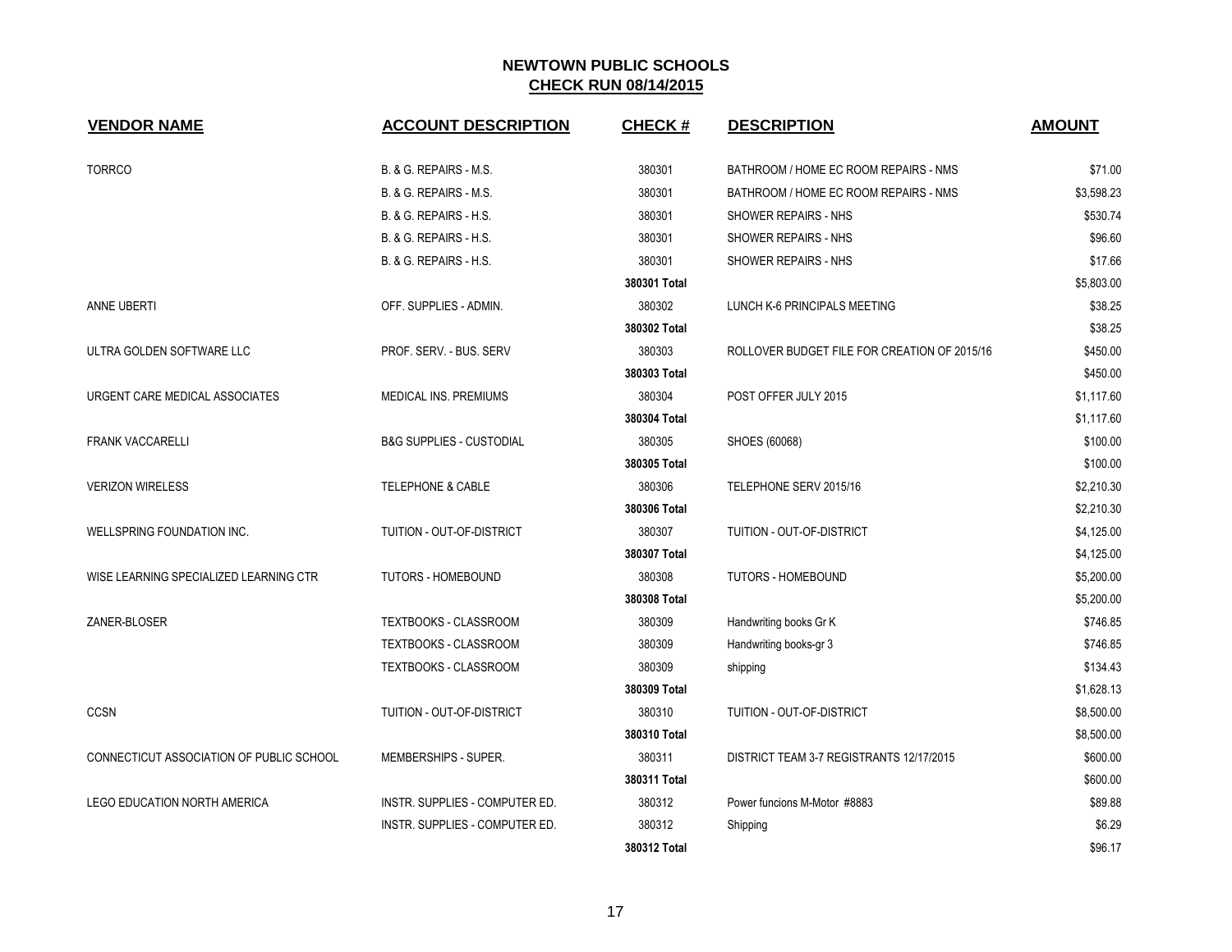# NEWTOWN PUBLIC SCHOOLS

## CHECK RUN 08/14/2015

| VENDOR NAME | ACCOUNT DESCRIPTION | CHECK # | DESCRIPTION | AMOUNT |
|---|---|---|---|---|
| TORRCO | B. & G. REPAIRS - M.S. | 380301 | BATHROOM / HOME EC ROOM REPAIRS - NMS | $71.00 |
| | B. & G. REPAIRS - M.S. | 380301 | BATHROOM / HOME EC ROOM REPAIRS - NMS | $3,598.23 |
| | B. & G. REPAIRS - H.S. | 380301 | SHOWER REPAIRS - NHS | $530.74 |
| | B. & G. REPAIRS - H.S. | 380301 | SHOWER REPAIRS - NHS | $96.60 |
| | B. & G. REPAIRS - H.S. | 380301 | SHOWER REPAIRS - NHS | $17.66 |
| | | **380301 Total** | | $5,803.00 |
| ANNE UBERTI | OFF. SUPPLIES - ADMIN. | 380302 | LUNCH K-6 PRINCIPALS MEETING | $38.25 |
| | | **380302 Total** | | $38.25 |
| ULTRA GOLDEN SOFTWARE LLC | PROF. SERV. - BUS. SERV | 380303 | ROLLOVER BUDGET FILE FOR CREATION OF 2015/16 | $450.00 |
| | | **380303 Total** | | $450.00 |
| URGENT CARE MEDICAL ASSOCIATES | MEDICAL INS. PREMIUMS | 380304 | POST OFFER JULY 2015 | $1,117.60 |
| | | **380304 Total** | | $1,117.60 |
| FRANK VACCARELLI | B&G SUPPLIES - CUSTODIAL | 380305 | SHOES (60068) | $100.00 |
| | | **380305 Total** | | $100.00 |
| VERIZON WIRELESS | TELEPHONE & CABLE | 380306 | TELEPHONE SERV 2015/16 | $2,210.30 |
| | | **380306 Total** | | $2,210.30 |
| WELLSPRING FOUNDATION INC. | TUITION - OUT-OF-DISTRICT | 380307 | TUITION - OUT-OF-DISTRICT | $4,125.00 |
| | | **380307 Total** | | $4,125.00 |
| WISE LEARNING SPECIALIZED LEARNING CTR | TUTORS - HOMEBOUND | 380308 | TUTORS - HOMEBOUND | $5,200.00 |
| | | **380308 Total** | | $5,200.00 |
| ZANER-BLOSER | TEXTBOOKS - CLASSROOM | 380309 | Handwriting books Gr K | $746.85 |
| | TEXTBOOKS - CLASSROOM | 380309 | Handwriting books-gr 3 | $746.85 |
| | TEXTBOOKS - CLASSROOM | 380309 | shipping | $134.43 |
| | | **380309 Total** | | $1,628.13 |
| CCSN | TUITION - OUT-OF-DISTRICT | 380310 | TUITION - OUT-OF-DISTRICT | $8,500.00 |
| | | **380310 Total** | | $8,500.00 |
| CONNECTICUT ASSOCIATION OF PUBLIC SCHOOL | MEMBERSHIPS - SUPER. | 380311 | DISTRICT TEAM 3-7 REGISTRANTS 12/17/2015 | $600.00 |
| | | **380311 Total** | | $600.00 |
| LEGO EDUCATION NORTH AMERICA | INSTR. SUPPLIES - COMPUTER ED. | 380312 | Power funcions M-Motor #8883 | $89.88 |
| | INSTR. SUPPLIES - COMPUTER ED. | 380312 | Shipping | $6.29 |
| | | **380312 Total** | | $96.17 |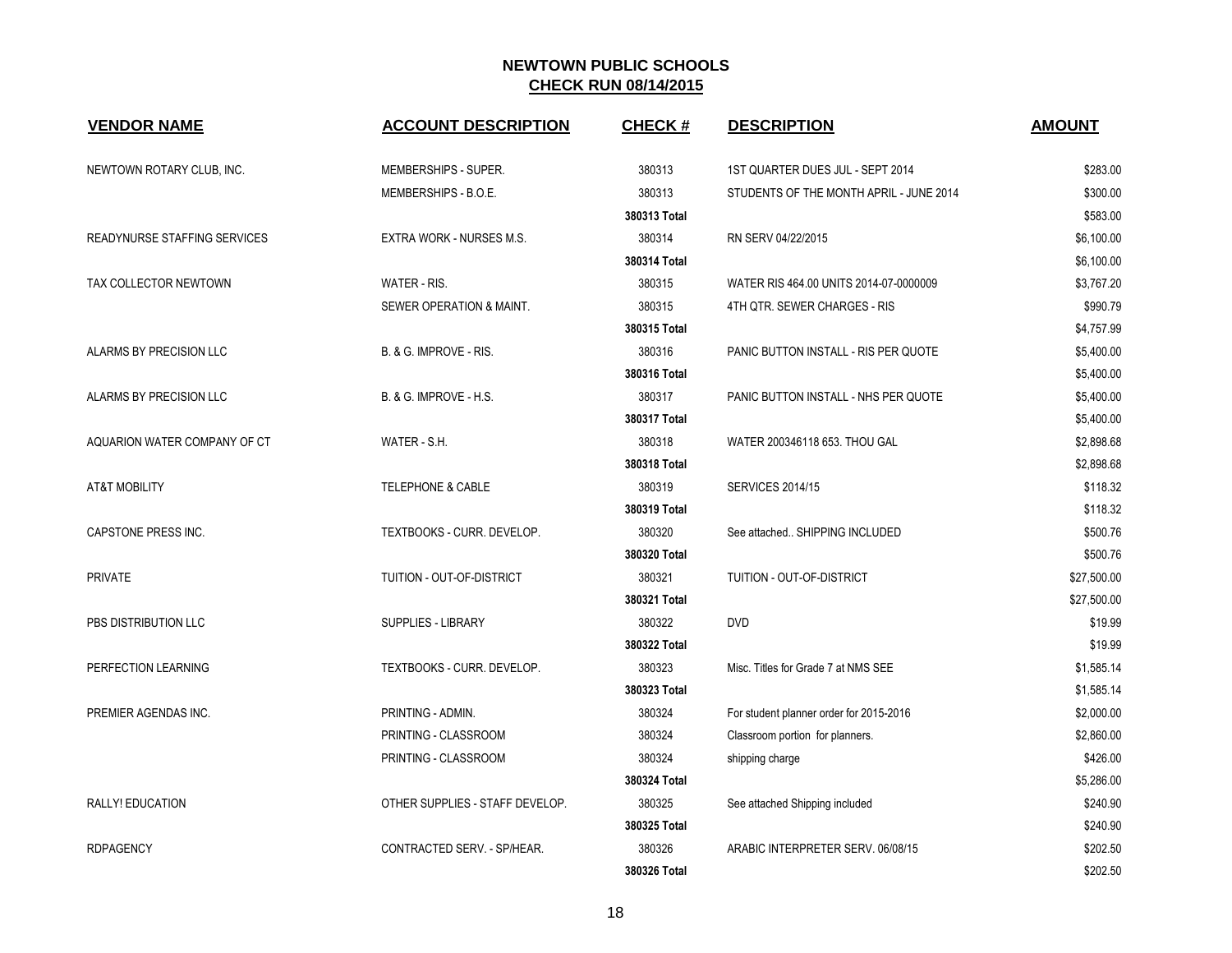# NEWTOWN PUBLIC SCHOOLS

## CHECK RUN 08/14/2015

| VENDOR NAME | ACCOUNT DESCRIPTION | CHECK # | DESCRIPTION | AMOUNT |
|---|---|---|---|---|
| NEWTOWN ROTARY CLUB, INC. | MEMBERSHIPS - SUPER. | 380313 | 1ST QUARTER DUES JUL - SEPT 2014 | $283.00 |
| | MEMBERSHIPS - B.O.E. | 380313 | STUDENTS OF THE MONTH APRIL - JUNE 2014 | $300.00 |
| | | **380313 Total** | | $583.00 |
| READYNURSE STAFFING SERVICES | EXTRA WORK - NURSES M.S. | 380314 | RN SERV 04/22/2015 | $6,100.00 |
| | | **380314 Total** | | $6,100.00 |
| TAX COLLECTOR NEWTOWN | WATER - RIS. | 380315 | WATER RIS 464.00 UNITS 2014-07-0000009 | $3,767.20 |
| | SEWER OPERATION & MAINT. | 380315 | 4TH QTR. SEWER CHARGES - RIS | $990.79 |
| | | **380315 Total** | | $4,757.99 |
| ALARMS BY PRECISION LLC | B. & G. IMPROVE - RIS. | 380316 | PANIC BUTTON INSTALL - RIS PER QUOTE | $5,400.00 |
| | | **380316 Total** | | $5,400.00 |
| ALARMS BY PRECISION LLC | B. & G. IMPROVE - H.S. | 380317 | PANIC BUTTON INSTALL - NHS PER QUOTE | $5,400.00 |
| | | **380317 Total** | | $5,400.00 |
| AQUARION WATER COMPANY OF CT | WATER - S.H. | 380318 | WATER 200346118 653. THOU GAL | $2,898.68 |
| | | **380318 Total** | | $2,898.68 |
| AT&T MOBILITY | TELEPHONE & CABLE | 380319 | SERVICES 2014/15 | $118.32 |
| | | **380319 Total** | | $118.32 |
| CAPSTONE PRESS INC. | TEXTBOOKS - CURR. DEVELOP. | 380320 | See attached.. SHIPPING INCLUDED | $500.76 |
| | | **380320 Total** | | $500.76 |
| PRIVATE | TUITION - OUT-OF-DISTRICT | 380321 | TUITION - OUT-OF-DISTRICT | $27,500.00 |
| | | **380321 Total** | | $27,500.00 |
| PBS DISTRIBUTION LLC | SUPPLIES - LIBRARY | 380322 | DVD | $19.99 |
| | | **380322 Total** | | $19.99 |
| PERFECTION LEARNING | TEXTBOOKS - CURR. DEVELOP. | 380323 | Misc. Titles for Grade 7 at NMS SEE | $1,585.14 |
| | | **380323 Total** | | $1,585.14 |
| PREMIER AGENDAS INC. | PRINTING - ADMIN. | 380324 | For student planner order for 2015-2016 | $2,000.00 |
| | PRINTING - CLASSROOM | 380324 | Classroom portion for planners. | $2,860.00 |
| | PRINTING - CLASSROOM | 380324 | shipping charge | $426.00 |
| | | **380324 Total** | | $5,286.00 |
| RALLY! EDUCATION | OTHER SUPPLIES - STAFF DEVELOP. | 380325 | See attached Shipping included | $240.90 |
| | | **380325 Total** | | $240.90 |
| RDPAGENCY | CONTRACTED SERV. - SP/HEAR. | 380326 | ARABIC INTERPRETER SERV. 06/08/15 | $202.50 |
| | | **380326 Total** | | $202.50 |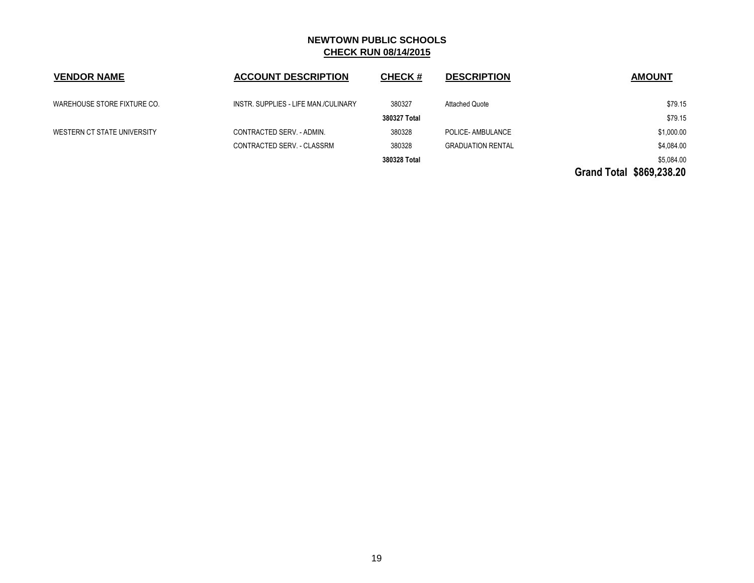# NEWTOWN PUBLIC SCHOOLS

## CHECK RUN 08/14/2015

| VENDOR NAME | ACCOUNT DESCRIPTION | CHECK # | DESCRIPTION | AMOUNT |
|---|---|---|---|---|
| WAREHOUSE STORE FIXTURE CO. | INSTR. SUPPLIES - LIFE MAN./CULINARY | 380327 | Attached Quote | $79.15 |
| | | **380327 Total** | | $79.15 |
| WESTERN CT STATE UNIVERSITY | CONTRACTED SERV. - ADMIN. | 380328 | POLICE- AMBULANCE | $1,000.00 |
| | CONTRACTED SERV. - CLASSRM | 380328 | GRADUATION RENTAL | $4,084.00 |
| | | **380328 Total** | | $5,084.00 |
| | | | **Grand Total** | **$869,238.20** |